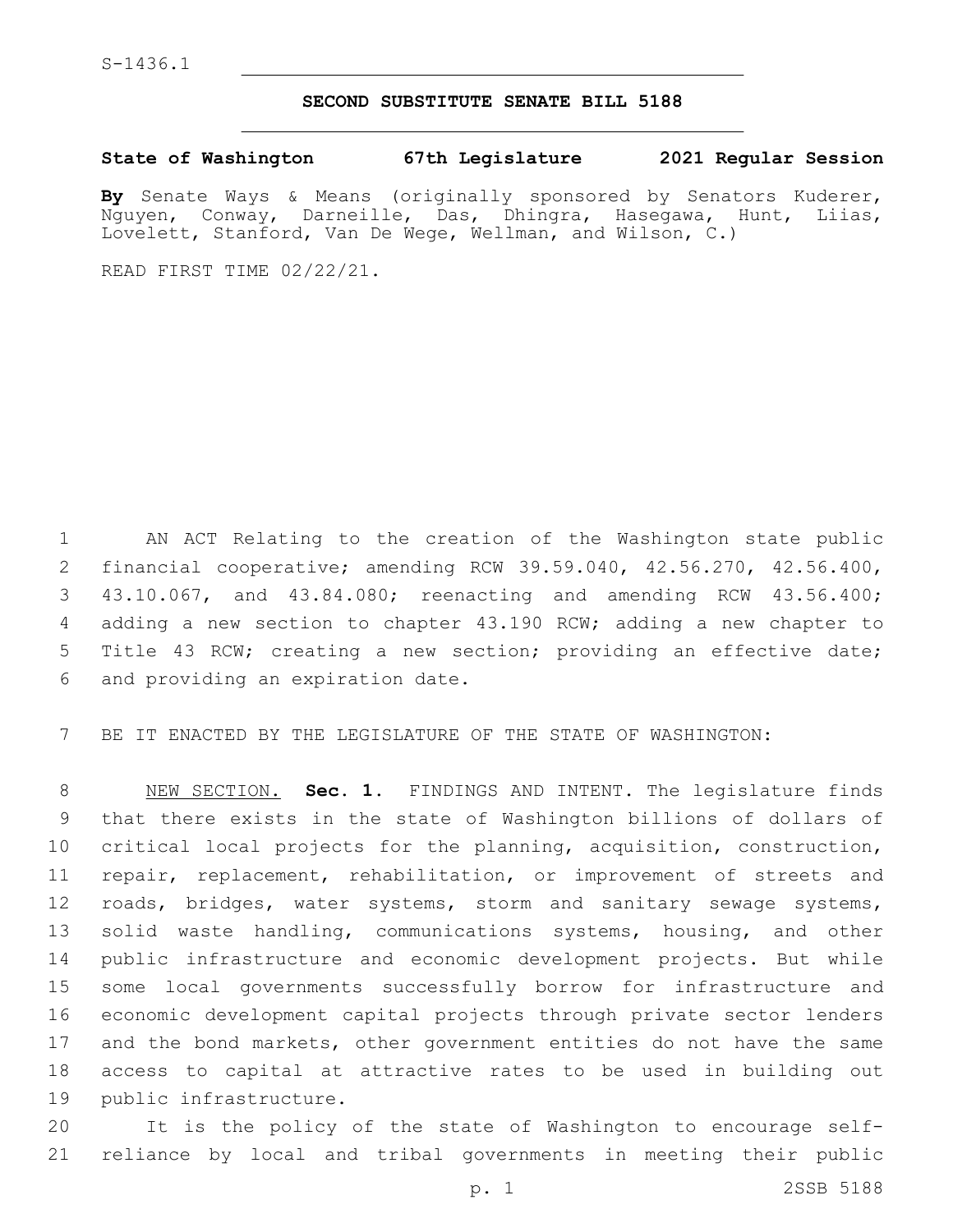S-1436.1

# SECOND SUBSTITUTE SENATE BILL 5188

**State of Washington 67th Legislature 2021 Regular Session**

**By** Senate Ways & Means (originally sponsored by Senators Kuderer, Nguyen, Conway, Darneille, Das, Dhingra, Hasegawa, Hunt, Liias, Lovelett, Stanford, Van De Wege, Wellman, and Wilson, C.)

READ FIRST TIME 02/22/21.

AN ACT Relating to the creation of the Washington state public financial cooperative; amending RCW 39.59.040, 42.56.270, 42.56.400, 43.10.067, and 43.84.080; reenacting and amending RCW 43.56.400; adding a new section to chapter 43.190 RCW; adding a new chapter to Title 43 RCW; creating a new section; providing an effective date; and providing an expiration date.

BE IT ENACTED BY THE LEGISLATURE OF THE STATE OF WASHINGTON:

NEW SECTION. **Sec. 1.** FINDINGS AND INTENT. The legislature finds that there exists in the state of Washington billions of dollars of critical local projects for the planning, acquisition, construction, repair, replacement, rehabilitation, or improvement of streets and roads, bridges, water systems, storm and sanitary sewage systems, solid waste handling, communications systems, housing, and other public infrastructure and economic development projects. But while some local governments successfully borrow for infrastructure and economic development capital projects through private sector lenders and the bond markets, other government entities do not have the same access to capital at attractive rates to be used in building out public infrastructure.

It is the policy of the state of Washington to encourage self-reliance by local and tribal governments in meeting their public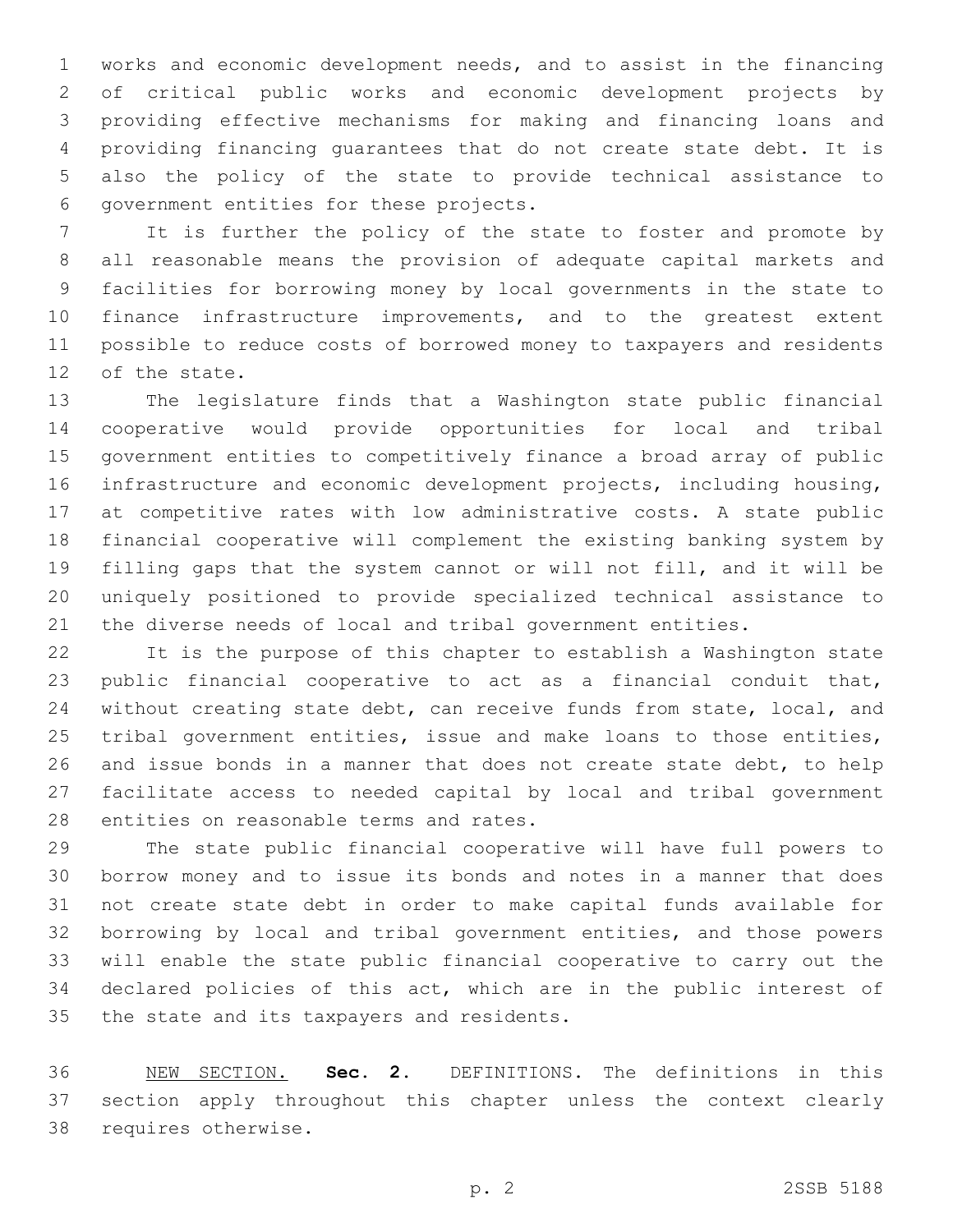works and economic development needs, and to assist in the financing of critical public works and economic development projects by providing effective mechanisms for making and financing loans and providing financing guarantees that do not create state debt. It is also the policy of the state to provide technical assistance to government entities for these projects.

It is further the policy of the state to foster and promote by all reasonable means the provision of adequate capital markets and facilities for borrowing money by local governments in the state to finance infrastructure improvements, and to the greatest extent possible to reduce costs of borrowed money to taxpayers and residents of the state.

The legislature finds that a Washington state public financial cooperative would provide opportunities for local and tribal government entities to competitively finance a broad array of public infrastructure and economic development projects, including housing, at competitive rates with low administrative costs. A state public financial cooperative will complement the existing banking system by filling gaps that the system cannot or will not fill, and it will be uniquely positioned to provide specialized technical assistance to the diverse needs of local and tribal government entities.

It is the purpose of this chapter to establish a Washington state public financial cooperative to act as a financial conduit that, without creating state debt, can receive funds from state, local, and tribal government entities, issue and make loans to those entities, and issue bonds in a manner that does not create state debt, to help facilitate access to needed capital by local and tribal government entities on reasonable terms and rates.

The state public financial cooperative will have full powers to borrow money and to issue its bonds and notes in a manner that does not create state debt in order to make capital funds available for borrowing by local and tribal government entities, and those powers will enable the state public financial cooperative to carry out the declared policies of this act, which are in the public interest of the state and its taxpayers and residents.

NEW SECTION. **Sec. 2.** DEFINITIONS. The definitions in this section apply throughout this chapter unless the context clearly requires otherwise.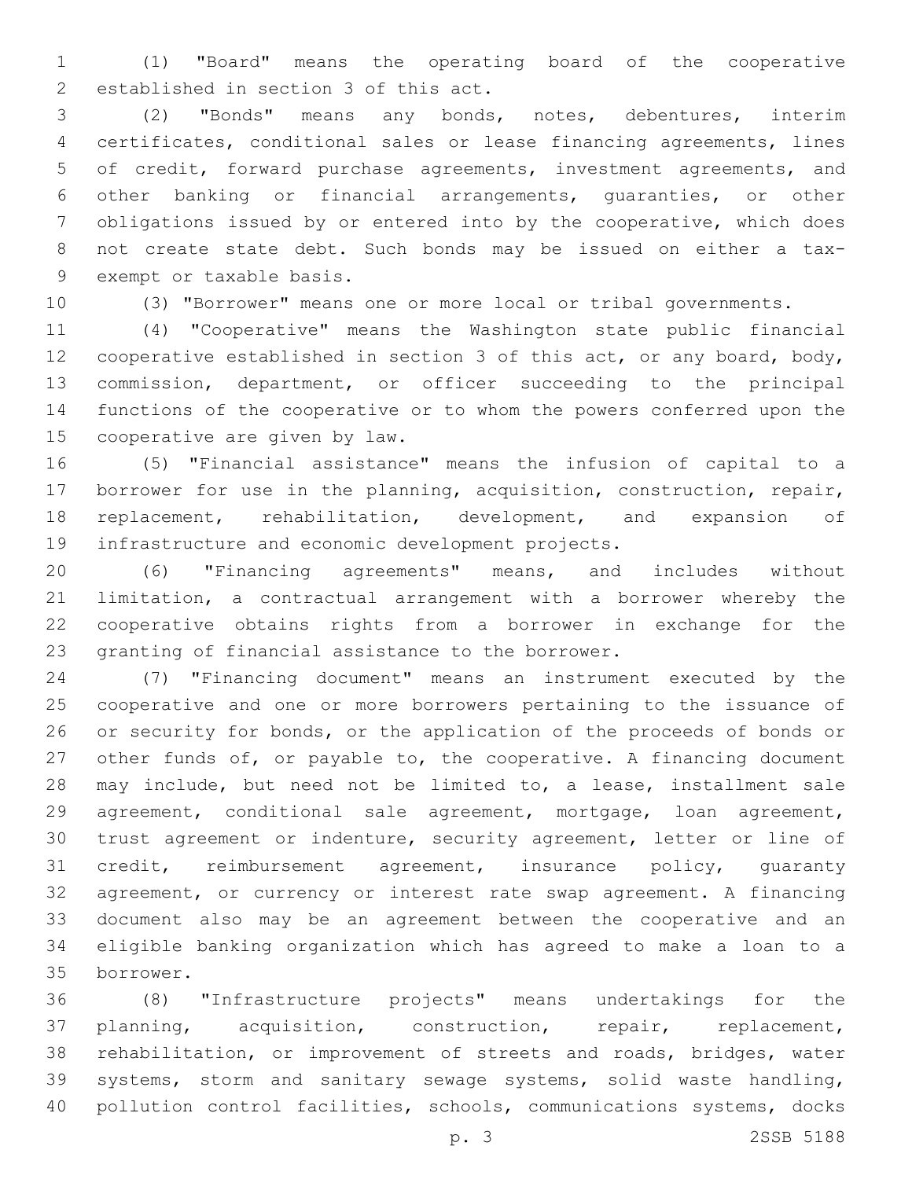(1) "Board" means the operating board of the cooperative established in section 3 of this act.

(2) "Bonds" means any bonds, notes, debentures, interim certificates, conditional sales or lease financing agreements, lines of credit, forward purchase agreements, investment agreements, and other banking or financial arrangements, guaranties, or other obligations issued by or entered into by the cooperative, which does not create state debt. Such bonds may be issued on either a tax-exempt or taxable basis.

(3) "Borrower" means one or more local or tribal governments.

(4) "Cooperative" means the Washington state public financial cooperative established in section 3 of this act, or any board, body, commission, department, or officer succeeding to the principal functions of the cooperative or to whom the powers conferred upon the cooperative are given by law.

(5) "Financial assistance" means the infusion of capital to a borrower for use in the planning, acquisition, construction, repair, replacement, rehabilitation, development, and expansion of infrastructure and economic development projects.

(6) "Financing agreements" means, and includes without limitation, a contractual arrangement with a borrower whereby the cooperative obtains rights from a borrower in exchange for the granting of financial assistance to the borrower.

(7) "Financing document" means an instrument executed by the cooperative and one or more borrowers pertaining to the issuance of or security for bonds, or the application of the proceeds of bonds or other funds of, or payable to, the cooperative. A financing document may include, but need not be limited to, a lease, installment sale agreement, conditional sale agreement, mortgage, loan agreement, trust agreement or indenture, security agreement, letter or line of credit, reimbursement agreement, insurance policy, guaranty agreement, or currency or interest rate swap agreement. A financing document also may be an agreement between the cooperative and an eligible banking organization which has agreed to make a loan to a borrower.

(8) "Infrastructure projects" means undertakings for the planning, acquisition, construction, repair, replacement, rehabilitation, or improvement of streets and roads, bridges, water systems, storm and sanitary sewage systems, solid waste handling, pollution control facilities, schools, communications systems, docks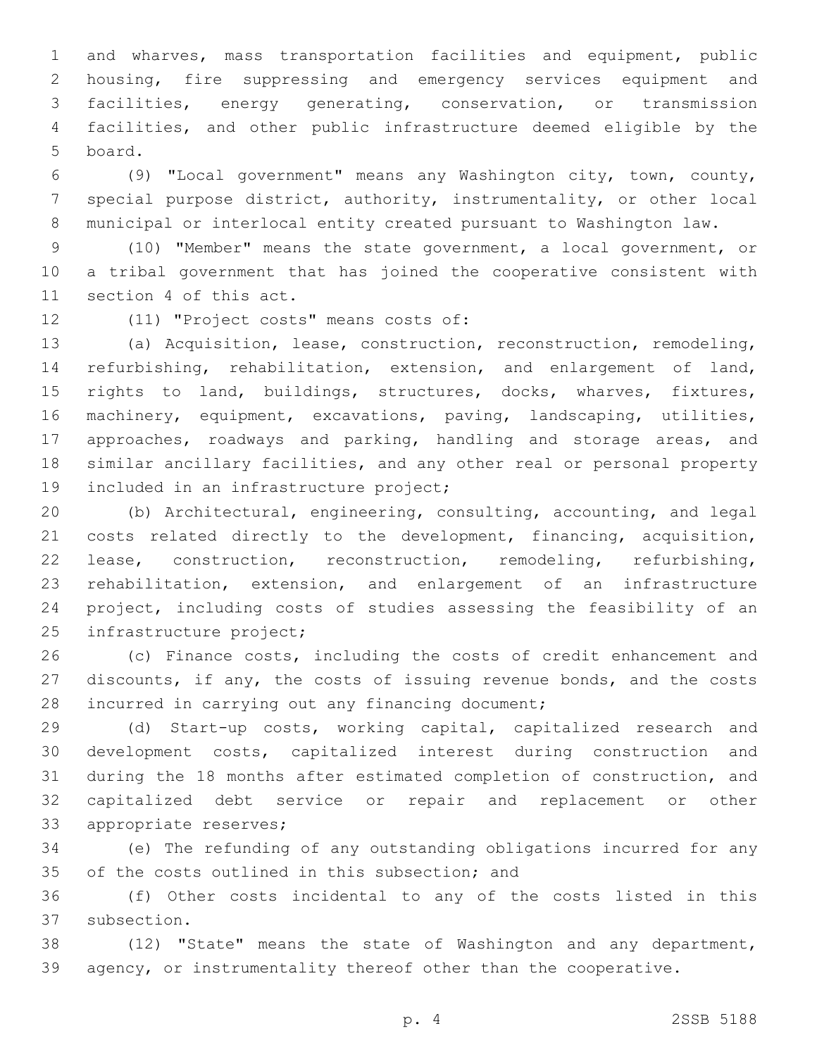and wharves, mass transportation facilities and equipment, public housing, fire suppressing and emergency services equipment and facilities, energy generating, conservation, or transmission facilities, and other public infrastructure deemed eligible by the board.

(9) "Local government" means any Washington city, town, county, special purpose district, authority, instrumentality, or other local municipal or interlocal entity created pursuant to Washington law.

(10) "Member" means the state government, a local government, or a tribal government that has joined the cooperative consistent with section 4 of this act.

(11) "Project costs" means costs of:

(a) Acquisition, lease, construction, reconstruction, remodeling, refurbishing, rehabilitation, extension, and enlargement of land, rights to land, buildings, structures, docks, wharves, fixtures, machinery, equipment, excavations, paving, landscaping, utilities, approaches, roadways and parking, handling and storage areas, and similar ancillary facilities, and any other real or personal property included in an infrastructure project;

(b) Architectural, engineering, consulting, accounting, and legal costs related directly to the development, financing, acquisition, lease, construction, reconstruction, remodeling, refurbishing, rehabilitation, extension, and enlargement of an infrastructure project, including costs of studies assessing the feasibility of an infrastructure project;

(c) Finance costs, including the costs of credit enhancement and discounts, if any, the costs of issuing revenue bonds, and the costs incurred in carrying out any financing document;

(d) Start-up costs, working capital, capitalized research and development costs, capitalized interest during construction and during the 18 months after estimated completion of construction, and capitalized debt service or repair and replacement or other appropriate reserves;

(e) The refunding of any outstanding obligations incurred for any of the costs outlined in this subsection; and

(f) Other costs incidental to any of the costs listed in this subsection.

(12) "State" means the state of Washington and any department, agency, or instrumentality thereof other than the cooperative.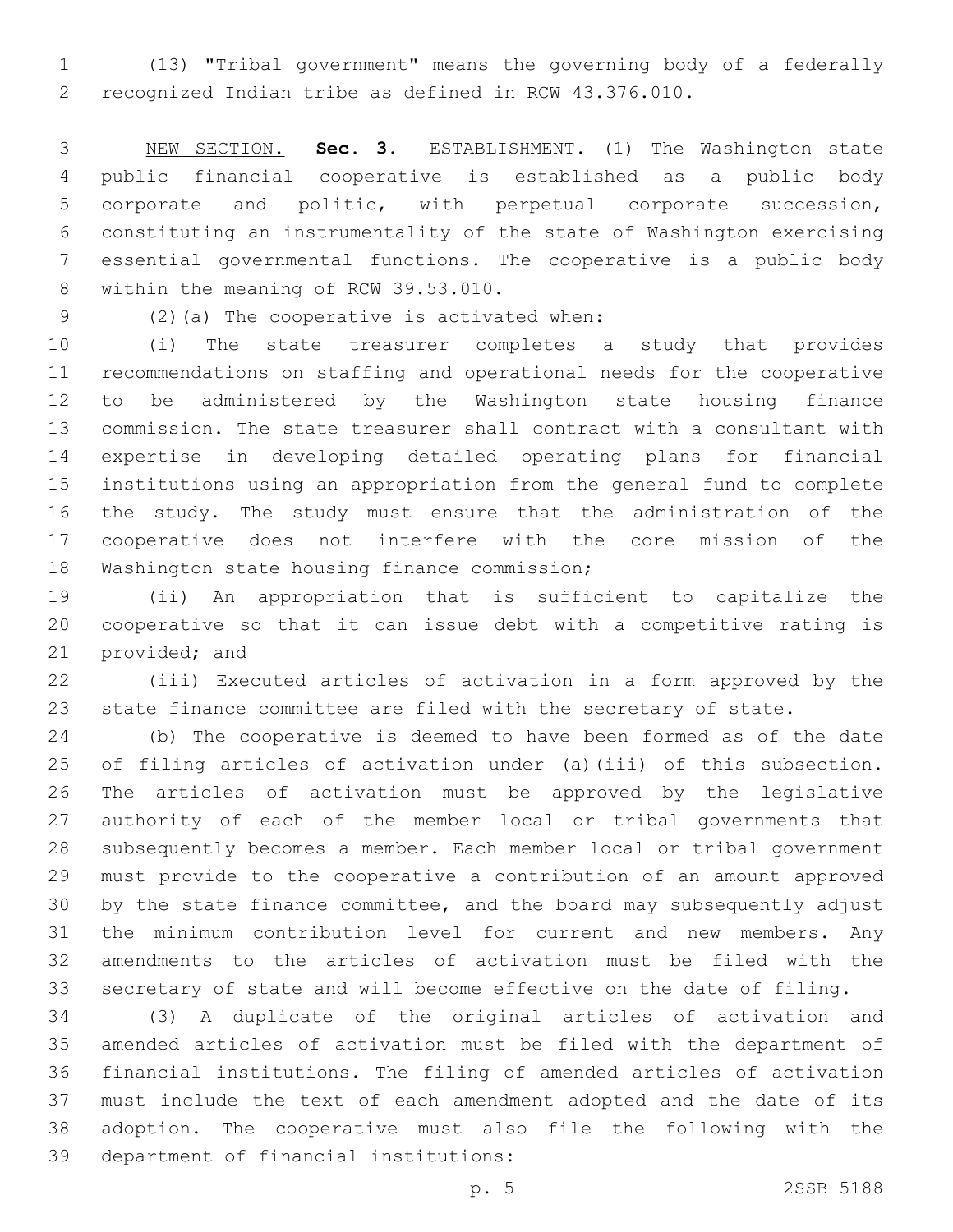(13) "Tribal government" means the governing body of a federally recognized Indian tribe as defined in RCW 43.376.010.

NEW SECTION. **Sec. 3.** ESTABLISHMENT. (1) The Washington state public financial cooperative is established as a public body corporate and politic, with perpetual corporate succession, constituting an instrumentality of the state of Washington exercising essential governmental functions. The cooperative is a public body within the meaning of RCW 39.53.010.

(2)(a) The cooperative is activated when:

(i) The state treasurer completes a study that provides recommendations on staffing and operational needs for the cooperative to be administered by the Washington state housing finance commission. The state treasurer shall contract with a consultant with expertise in developing detailed operating plans for financial institutions using an appropriation from the general fund to complete the study. The study must ensure that the administration of the cooperative does not interfere with the core mission of the Washington state housing finance commission;

(ii) An appropriation that is sufficient to capitalize the cooperative so that it can issue debt with a competitive rating is provided; and

(iii) Executed articles of activation in a form approved by the state finance committee are filed with the secretary of state.

(b) The cooperative is deemed to have been formed as of the date of filing articles of activation under (a)(iii) of this subsection. The articles of activation must be approved by the legislative authority of each of the member local or tribal governments that subsequently becomes a member. Each member local or tribal government must provide to the cooperative a contribution of an amount approved by the state finance committee, and the board may subsequently adjust the minimum contribution level for current and new members. Any amendments to the articles of activation must be filed with the secretary of state and will become effective on the date of filing.

(3) A duplicate of the original articles of activation and amended articles of activation must be filed with the department of financial institutions. The filing of amended articles of activation must include the text of each amendment adopted and the date of its adoption. The cooperative must also file the following with the department of financial institutions: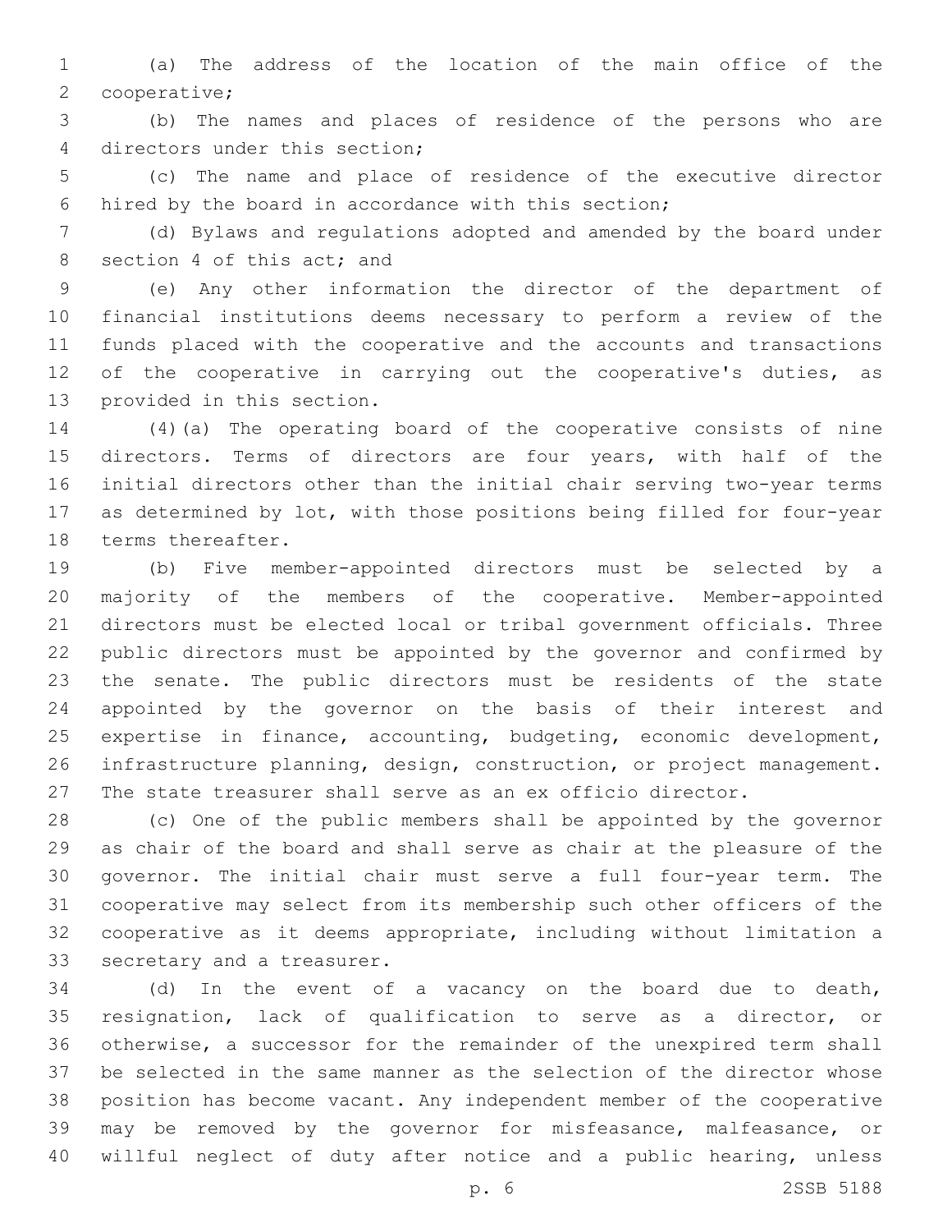(a) The address of the location of the main office of the cooperative;

(b) The names and places of residence of the persons who are directors under this section;

(c) The name and place of residence of the executive director hired by the board in accordance with this section;

(d) Bylaws and regulations adopted and amended by the board under section 4 of this act; and

(e) Any other information the director of the department of financial institutions deems necessary to perform a review of the funds placed with the cooperative and the accounts and transactions of the cooperative in carrying out the cooperative's duties, as provided in this section.

(4)(a) The operating board of the cooperative consists of nine directors. Terms of directors are four years, with half of the initial directors other than the initial chair serving two-year terms as determined by lot, with those positions being filled for four-year terms thereafter.

(b) Five member-appointed directors must be selected by a majority of the members of the cooperative. Member-appointed directors must be elected local or tribal government officials. Three public directors must be appointed by the governor and confirmed by the senate. The public directors must be residents of the state appointed by the governor on the basis of their interest and expertise in finance, accounting, budgeting, economic development, infrastructure planning, design, construction, or project management. The state treasurer shall serve as an ex officio director.

(c) One of the public members shall be appointed by the governor as chair of the board and shall serve as chair at the pleasure of the governor. The initial chair must serve a full four-year term. The cooperative may select from its membership such other officers of the cooperative as it deems appropriate, including without limitation a secretary and a treasurer.

(d) In the event of a vacancy on the board due to death, resignation, lack of qualification to serve as a director, or otherwise, a successor for the remainder of the unexpired term shall be selected in the same manner as the selection of the director whose position has become vacant. Any independent member of the cooperative may be removed by the governor for misfeasance, malfeasance, or willful neglect of duty after notice and a public hearing, unless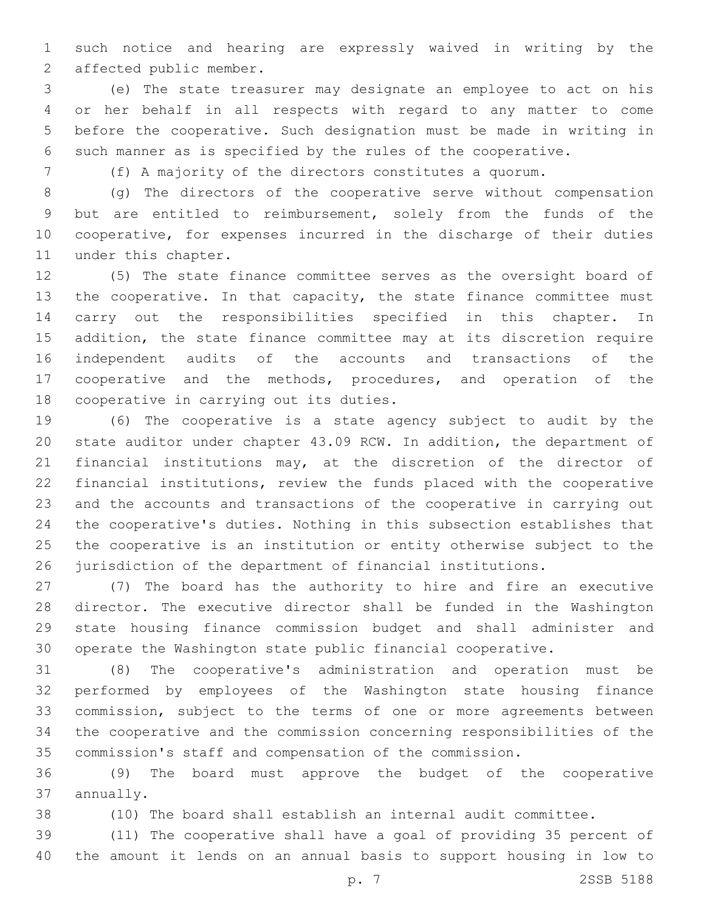such notice and hearing are expressly waived in writing by the affected public member.

(e) The state treasurer may designate an employee to act on his or her behalf in all respects with regard to any matter to come before the cooperative. Such designation must be made in writing in such manner as is specified by the rules of the cooperative.

(f) A majority of the directors constitutes a quorum.

(g) The directors of the cooperative serve without compensation but are entitled to reimbursement, solely from the funds of the cooperative, for expenses incurred in the discharge of their duties under this chapter.

(5) The state finance committee serves as the oversight board of the cooperative. In that capacity, the state finance committee must carry out the responsibilities specified in this chapter. In addition, the state finance committee may at its discretion require independent audits of the accounts and transactions of the cooperative and the methods, procedures, and operation of the cooperative in carrying out its duties.

(6) The cooperative is a state agency subject to audit by the state auditor under chapter 43.09 RCW. In addition, the department of financial institutions may, at the discretion of the director of financial institutions, review the funds placed with the cooperative and the accounts and transactions of the cooperative in carrying out the cooperative's duties. Nothing in this subsection establishes that the cooperative is an institution or entity otherwise subject to the jurisdiction of the department of financial institutions.

(7) The board has the authority to hire and fire an executive director. The executive director shall be funded in the Washington state housing finance commission budget and shall administer and operate the Washington state public financial cooperative.

(8) The cooperative's administration and operation must be performed by employees of the Washington state housing finance commission, subject to the terms of one or more agreements between the cooperative and the commission concerning responsibilities of the commission's staff and compensation of the commission.

(9) The board must approve the budget of the cooperative annually.

(10) The board shall establish an internal audit committee.

(11) The cooperative shall have a goal of providing 35 percent of the amount it lends on an annual basis to support housing in low to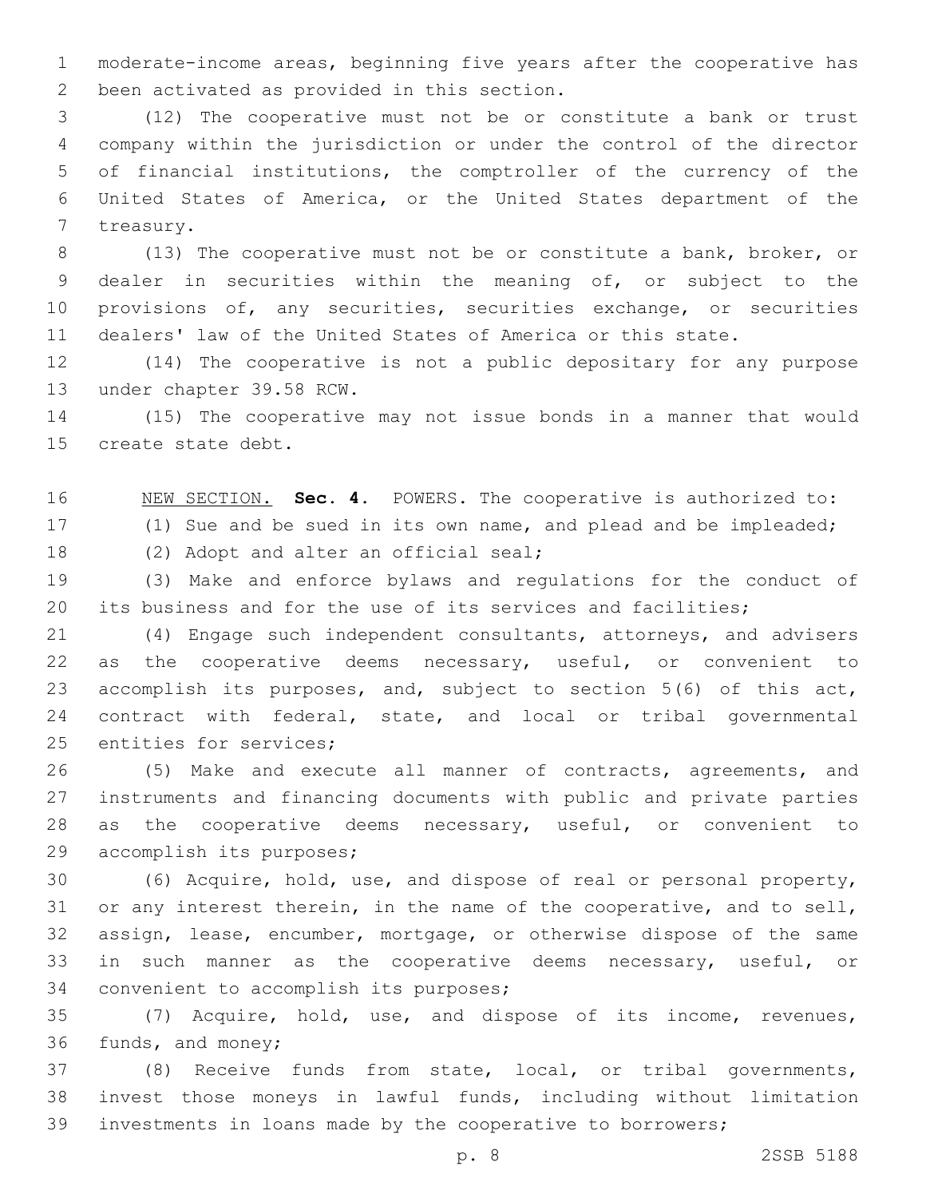moderate-income areas, beginning five years after the cooperative has been activated as provided in this section.

(12) The cooperative must not be or constitute a bank or trust company within the jurisdiction or under the control of the director of financial institutions, the comptroller of the currency of the United States of America, or the United States department of the treasury.

(13) The cooperative must not be or constitute a bank, broker, or dealer in securities within the meaning of, or subject to the provisions of, any securities, securities exchange, or securities dealers' law of the United States of America or this state.

(14) The cooperative is not a public depositary for any purpose under chapter 39.58 RCW.

(15) The cooperative may not issue bonds in a manner that would create state debt.

NEW SECTION. **Sec. 4.** POWERS. The cooperative is authorized to:

(1) Sue and be sued in its own name, and plead and be impleaded;

(2) Adopt and alter an official seal;

(3) Make and enforce bylaws and regulations for the conduct of its business and for the use of its services and facilities;

(4) Engage such independent consultants, attorneys, and advisers as the cooperative deems necessary, useful, or convenient to accomplish its purposes, and, subject to section 5(6) of this act, contract with federal, state, and local or tribal governmental entities for services;

(5) Make and execute all manner of contracts, agreements, and instruments and financing documents with public and private parties as the cooperative deems necessary, useful, or convenient to accomplish its purposes;

(6) Acquire, hold, use, and dispose of real or personal property, or any interest therein, in the name of the cooperative, and to sell, assign, lease, encumber, mortgage, or otherwise dispose of the same in such manner as the cooperative deems necessary, useful, or convenient to accomplish its purposes;

(7) Acquire, hold, use, and dispose of its income, revenues, funds, and money;

(8) Receive funds from state, local, or tribal governments, invest those moneys in lawful funds, including without limitation investments in loans made by the cooperative to borrowers;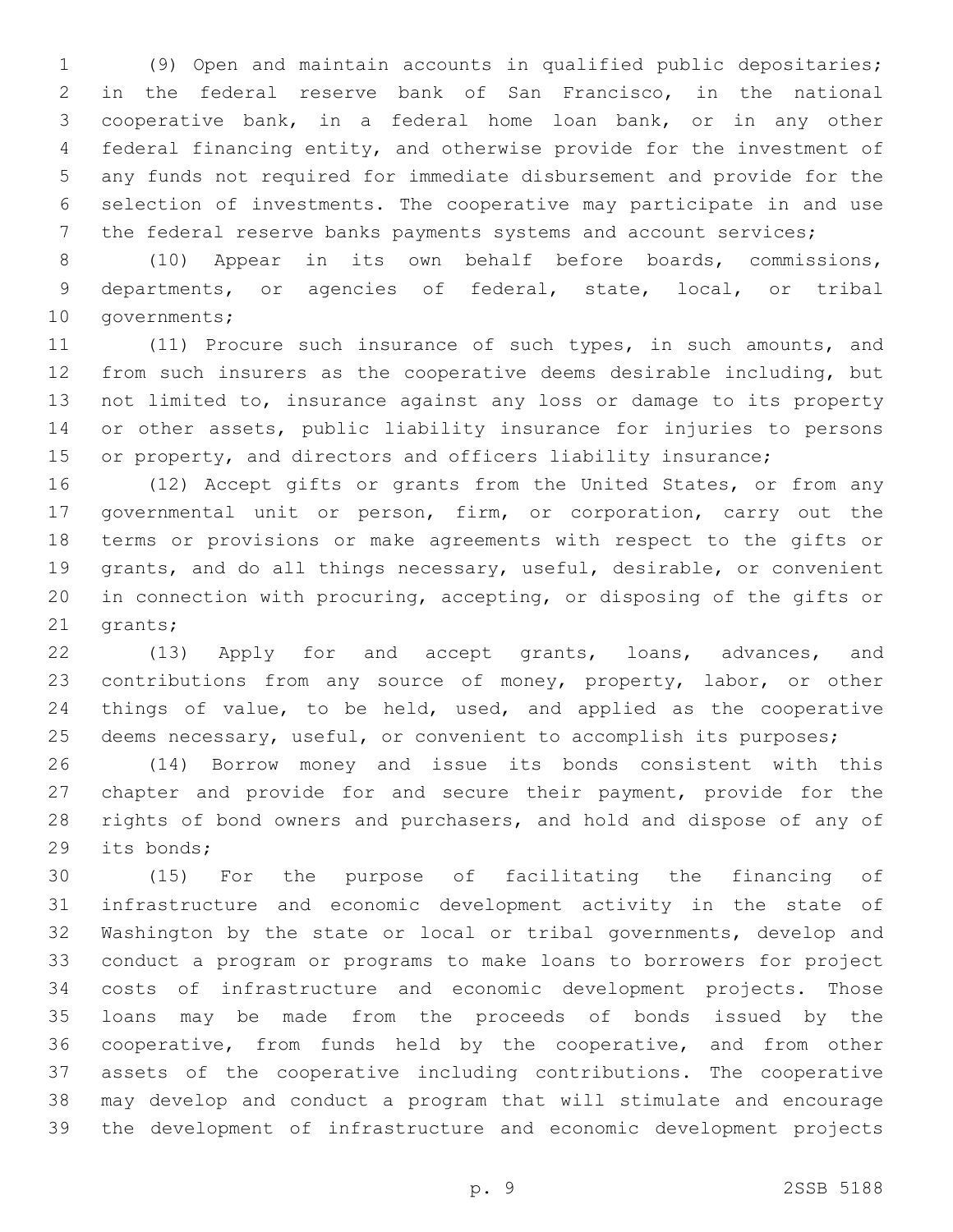(9) Open and maintain accounts in qualified public depositaries; in the federal reserve bank of San Francisco, in the national cooperative bank, in a federal home loan bank, or in any other federal financing entity, and otherwise provide for the investment of any funds not required for immediate disbursement and provide for the selection of investments. The cooperative may participate in and use the federal reserve banks payments systems and account services;

(10) Appear in its own behalf before boards, commissions, departments, or agencies of federal, state, local, or tribal governments;

(11) Procure such insurance of such types, in such amounts, and from such insurers as the cooperative deems desirable including, but not limited to, insurance against any loss or damage to its property or other assets, public liability insurance for injuries to persons or property, and directors and officers liability insurance;

(12) Accept gifts or grants from the United States, or from any governmental unit or person, firm, or corporation, carry out the terms or provisions or make agreements with respect to the gifts or grants, and do all things necessary, useful, desirable, or convenient in connection with procuring, accepting, or disposing of the gifts or grants;

(13) Apply for and accept grants, loans, advances, and contributions from any source of money, property, labor, or other things of value, to be held, used, and applied as the cooperative deems necessary, useful, or convenient to accomplish its purposes;

(14) Borrow money and issue its bonds consistent with this chapter and provide for and secure their payment, provide for the rights of bond owners and purchasers, and hold and dispose of any of its bonds;

(15) For the purpose of facilitating the financing of infrastructure and economic development activity in the state of Washington by the state or local or tribal governments, develop and conduct a program or programs to make loans to borrowers for project costs of infrastructure and economic development projects. Those loans may be made from the proceeds of bonds issued by the cooperative, from funds held by the cooperative, and from other assets of the cooperative including contributions. The cooperative may develop and conduct a program that will stimulate and encourage the development of infrastructure and economic development projects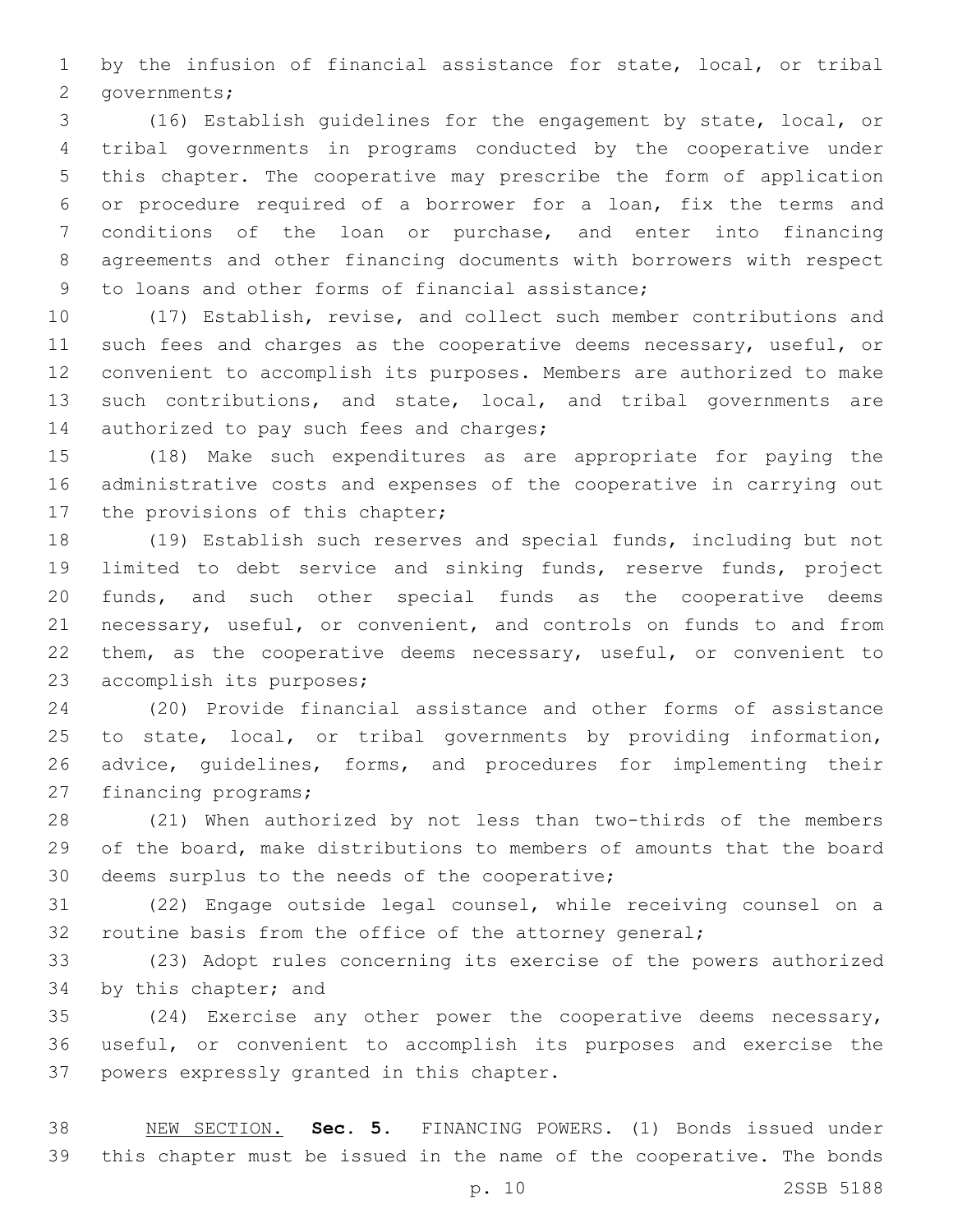by the infusion of financial assistance for state, local, or tribal governments;

(16) Establish guidelines for the engagement by state, local, or tribal governments in programs conducted by the cooperative under this chapter. The cooperative may prescribe the form of application or procedure required of a borrower for a loan, fix the terms and conditions of the loan or purchase, and enter into financing agreements and other financing documents with borrowers with respect to loans and other forms of financial assistance;

(17) Establish, revise, and collect such member contributions and such fees and charges as the cooperative deems necessary, useful, or convenient to accomplish its purposes. Members are authorized to make such contributions, and state, local, and tribal governments are authorized to pay such fees and charges;

(18) Make such expenditures as are appropriate for paying the administrative costs and expenses of the cooperative in carrying out the provisions of this chapter;

(19) Establish such reserves and special funds, including but not limited to debt service and sinking funds, reserve funds, project funds, and such other special funds as the cooperative deems necessary, useful, or convenient, and controls on funds to and from them, as the cooperative deems necessary, useful, or convenient to accomplish its purposes;

(20) Provide financial assistance and other forms of assistance to state, local, or tribal governments by providing information, advice, guidelines, forms, and procedures for implementing their financing programs;

(21) When authorized by not less than two-thirds of the members of the board, make distributions to members of amounts that the board deems surplus to the needs of the cooperative;

(22) Engage outside legal counsel, while receiving counsel on a routine basis from the office of the attorney general;

(23) Adopt rules concerning its exercise of the powers authorized by this chapter; and

(24) Exercise any other power the cooperative deems necessary, useful, or convenient to accomplish its purposes and exercise the powers expressly granted in this chapter.

NEW SECTION. **Sec. 5.** FINANCING POWERS. (1) Bonds issued under this chapter must be issued in the name of the cooperative. The bonds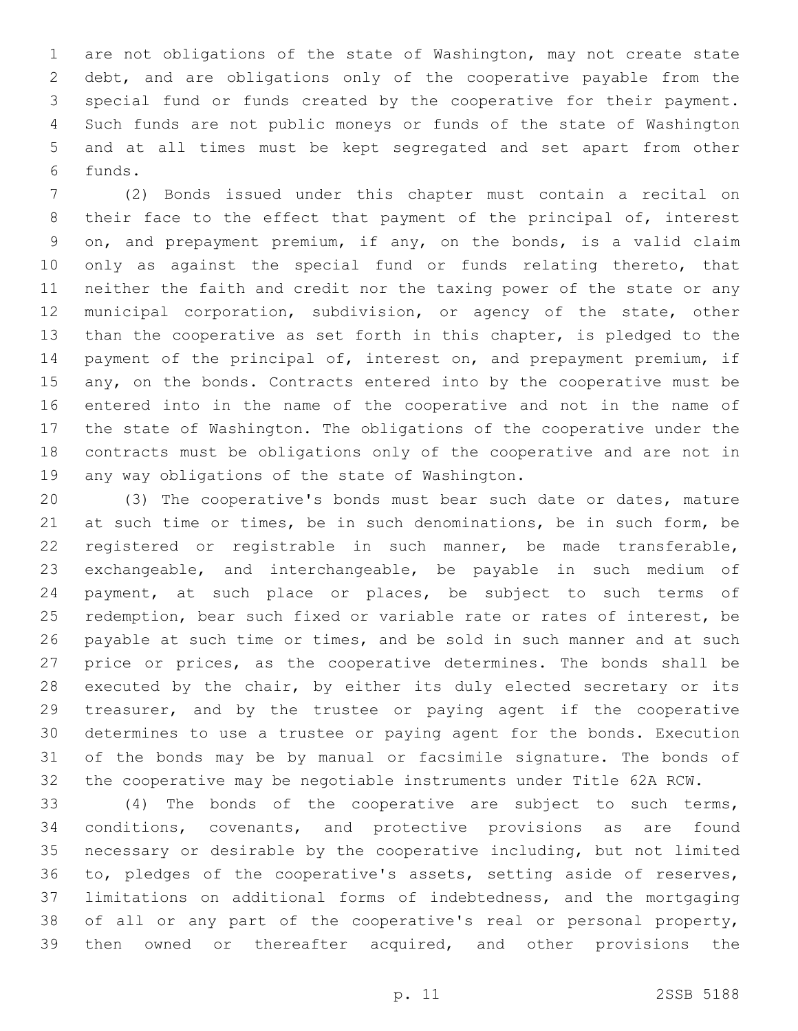are not obligations of the state of Washington, may not create state debt, and are obligations only of the cooperative payable from the special fund or funds created by the cooperative for their payment. Such funds are not public moneys or funds of the state of Washington and at all times must be kept segregated and set apart from other funds.

(2) Bonds issued under this chapter must contain a recital on their face to the effect that payment of the principal of, interest on, and prepayment premium, if any, on the bonds, is a valid claim only as against the special fund or funds relating thereto, that neither the faith and credit nor the taxing power of the state or any municipal corporation, subdivision, or agency of the state, other than the cooperative as set forth in this chapter, is pledged to the payment of the principal of, interest on, and prepayment premium, if any, on the bonds. Contracts entered into by the cooperative must be entered into in the name of the cooperative and not in the name of the state of Washington. The obligations of the cooperative under the contracts must be obligations only of the cooperative and are not in any way obligations of the state of Washington.

(3) The cooperative's bonds must bear such date or dates, mature at such time or times, be in such denominations, be in such form, be registered or registrable in such manner, be made transferable, exchangeable, and interchangeable, be payable in such medium of payment, at such place or places, be subject to such terms of redemption, bear such fixed or variable rate or rates of interest, be payable at such time or times, and be sold in such manner and at such price or prices, as the cooperative determines. The bonds shall be executed by the chair, by either its duly elected secretary or its treasurer, and by the trustee or paying agent if the cooperative determines to use a trustee or paying agent for the bonds. Execution of the bonds may be by manual or facsimile signature. The bonds of the cooperative may be negotiable instruments under Title 62A RCW.

(4) The bonds of the cooperative are subject to such terms, conditions, covenants, and protective provisions as are found necessary or desirable by the cooperative including, but not limited to, pledges of the cooperative's assets, setting aside of reserves, limitations on additional forms of indebtedness, and the mortgaging of all or any part of the cooperative's real or personal property, then owned or thereafter acquired, and other provisions the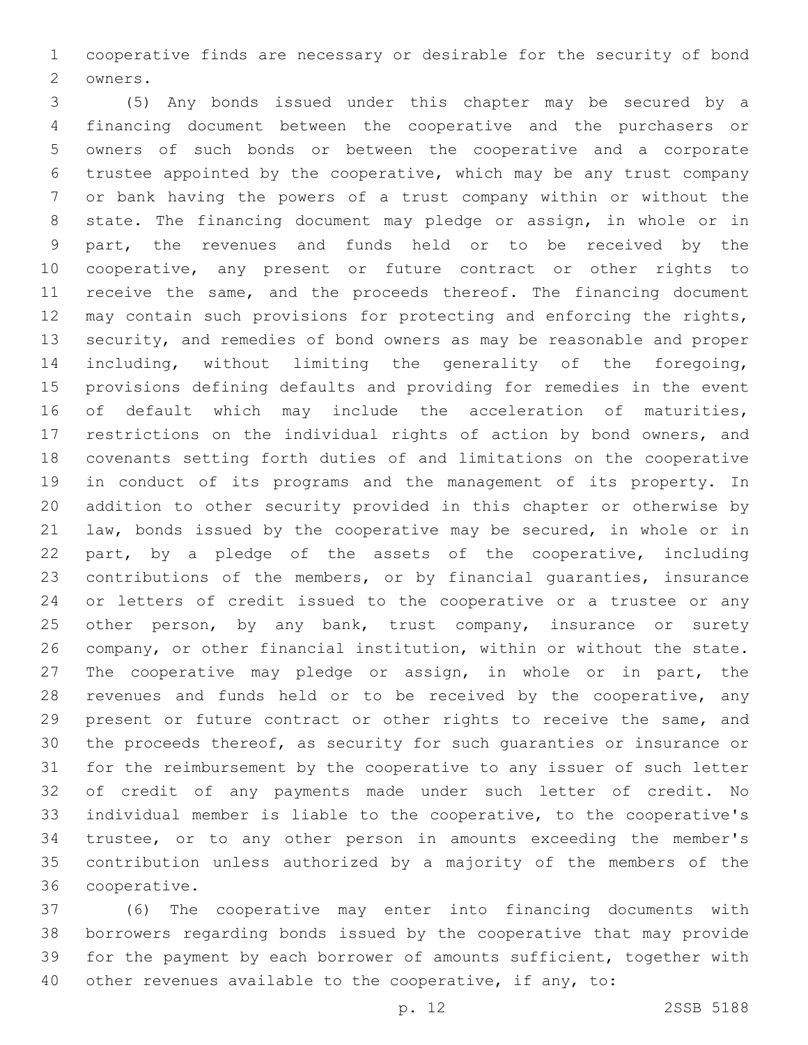cooperative finds are necessary or desirable for the security of bond owners.

(5) Any bonds issued under this chapter may be secured by a financing document between the cooperative and the purchasers or owners of such bonds or between the cooperative and a corporate trustee appointed by the cooperative, which may be any trust company or bank having the powers of a trust company within or without the state. The financing document may pledge or assign, in whole or in part, the revenues and funds held or to be received by the cooperative, any present or future contract or other rights to receive the same, and the proceeds thereof. The financing document may contain such provisions for protecting and enforcing the rights, security, and remedies of bond owners as may be reasonable and proper including, without limiting the generality of the foregoing, provisions defining defaults and providing for remedies in the event of default which may include the acceleration of maturities, restrictions on the individual rights of action by bond owners, and covenants setting forth duties of and limitations on the cooperative in conduct of its programs and the management of its property. In addition to other security provided in this chapter or otherwise by law, bonds issued by the cooperative may be secured, in whole or in part, by a pledge of the assets of the cooperative, including contributions of the members, or by financial guaranties, insurance or letters of credit issued to the cooperative or a trustee or any other person, by any bank, trust company, insurance or surety company, or other financial institution, within or without the state. The cooperative may pledge or assign, in whole or in part, the revenues and funds held or to be received by the cooperative, any present or future contract or other rights to receive the same, and the proceeds thereof, as security for such guaranties or insurance or for the reimbursement by the cooperative to any issuer of such letter of credit of any payments made under such letter of credit. No individual member is liable to the cooperative, to the cooperative's trustee, or to any other person in amounts exceeding the member's contribution unless authorized by a majority of the members of the cooperative.

(6) The cooperative may enter into financing documents with borrowers regarding bonds issued by the cooperative that may provide for the payment by each borrower of amounts sufficient, together with other revenues available to the cooperative, if any, to: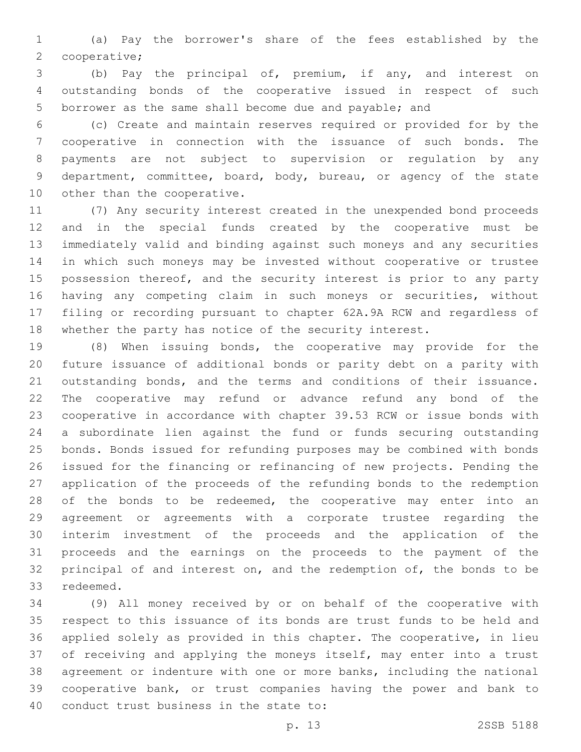(a) Pay the borrower's share of the fees established by the cooperative;

(b) Pay the principal of, premium, if any, and interest on outstanding bonds of the cooperative issued in respect of such borrower as the same shall become due and payable; and

(c) Create and maintain reserves required or provided for by the cooperative in connection with the issuance of such bonds. The payments are not subject to supervision or regulation by any department, committee, board, body, bureau, or agency of the state other than the cooperative.

(7) Any security interest created in the unexpended bond proceeds and in the special funds created by the cooperative must be immediately valid and binding against such moneys and any securities in which such moneys may be invested without cooperative or trustee possession thereof, and the security interest is prior to any party having any competing claim in such moneys or securities, without filing or recording pursuant to chapter 62A.9A RCW and regardless of whether the party has notice of the security interest.

(8) When issuing bonds, the cooperative may provide for the future issuance of additional bonds or parity debt on a parity with outstanding bonds, and the terms and conditions of their issuance. The cooperative may refund or advance refund any bond of the cooperative in accordance with chapter 39.53 RCW or issue bonds with a subordinate lien against the fund or funds securing outstanding bonds. Bonds issued for refunding purposes may be combined with bonds issued for the financing or refinancing of new projects. Pending the application of the proceeds of the refunding bonds to the redemption of the bonds to be redeemed, the cooperative may enter into an agreement or agreements with a corporate trustee regarding the interim investment of the proceeds and the application of the proceeds and the earnings on the proceeds to the payment of the principal of and interest on, and the redemption of, the bonds to be redeemed.

(9) All money received by or on behalf of the cooperative with respect to this issuance of its bonds are trust funds to be held and applied solely as provided in this chapter. The cooperative, in lieu of receiving and applying the moneys itself, may enter into a trust agreement or indenture with one or more banks, including the national cooperative bank, or trust companies having the power and bank to conduct trust business in the state to: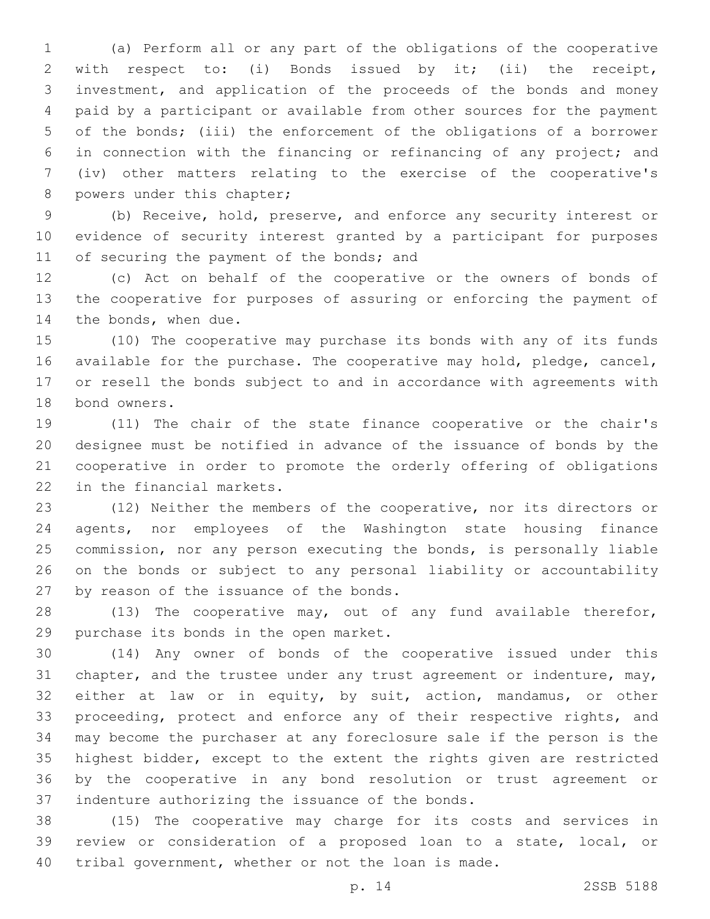(a) Perform all or any part of the obligations of the cooperative with respect to: (i) Bonds issued by it; (ii) the receipt, investment, and application of the proceeds of the bonds and money paid by a participant or available from other sources for the payment of the bonds; (iii) the enforcement of the obligations of a borrower in connection with the financing or refinancing of any project; and (iv) other matters relating to the exercise of the cooperative's powers under this chapter;

(b) Receive, hold, preserve, and enforce any security interest or evidence of security interest granted by a participant for purposes of securing the payment of the bonds; and

(c) Act on behalf of the cooperative or the owners of bonds of the cooperative for purposes of assuring or enforcing the payment of the bonds, when due.

(10) The cooperative may purchase its bonds with any of its funds available for the purchase. The cooperative may hold, pledge, cancel, or resell the bonds subject to and in accordance with agreements with bond owners.

(11) The chair of the state finance cooperative or the chair's designee must be notified in advance of the issuance of bonds by the cooperative in order to promote the orderly offering of obligations in the financial markets.

(12) Neither the members of the cooperative, nor its directors or agents, nor employees of the Washington state housing finance commission, nor any person executing the bonds, is personally liable on the bonds or subject to any personal liability or accountability by reason of the issuance of the bonds.

(13) The cooperative may, out of any fund available therefor, purchase its bonds in the open market.

(14) Any owner of bonds of the cooperative issued under this chapter, and the trustee under any trust agreement or indenture, may, either at law or in equity, by suit, action, mandamus, or other proceeding, protect and enforce any of their respective rights, and may become the purchaser at any foreclosure sale if the person is the highest bidder, except to the extent the rights given are restricted by the cooperative in any bond resolution or trust agreement or indenture authorizing the issuance of the bonds.

(15) The cooperative may charge for its costs and services in review or consideration of a proposed loan to a state, local, or tribal government, whether or not the loan is made.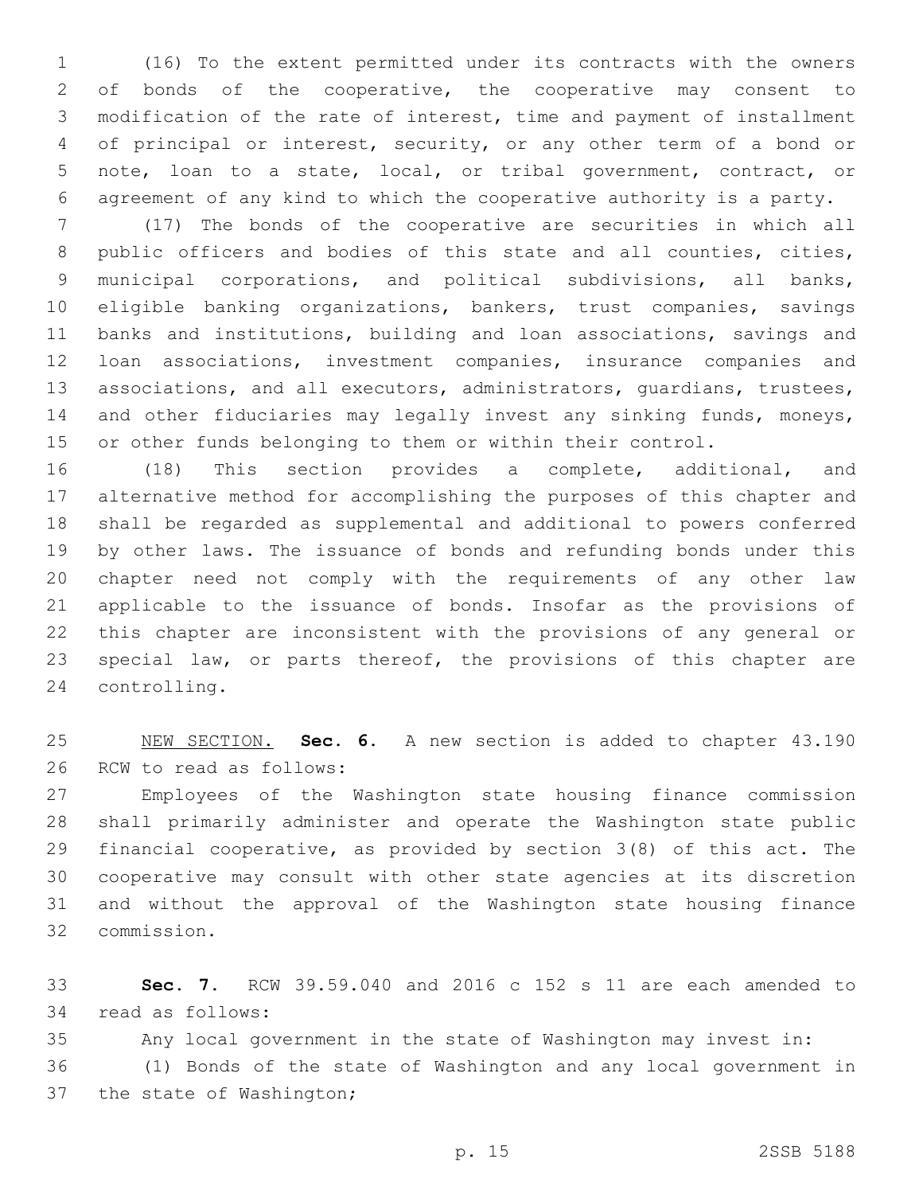(16) To the extent permitted under its contracts with the owners of bonds of the cooperative, the cooperative may consent to modification of the rate of interest, time and payment of installment of principal or interest, security, or any other term of a bond or note, loan to a state, local, or tribal government, contract, or agreement of any kind to which the cooperative authority is a party.

(17) The bonds of the cooperative are securities in which all public officers and bodies of this state and all counties, cities, municipal corporations, and political subdivisions, all banks, eligible banking organizations, bankers, trust companies, savings banks and institutions, building and loan associations, savings and loan associations, investment companies, insurance companies and associations, and all executors, administrators, guardians, trustees, and other fiduciaries may legally invest any sinking funds, moneys, or other funds belonging to them or within their control.

(18) This section provides a complete, additional, and alternative method for accomplishing the purposes of this chapter and shall be regarded as supplemental and additional to powers conferred by other laws. The issuance of bonds and refunding bonds under this chapter need not comply with the requirements of any other law applicable to the issuance of bonds. Insofar as the provisions of this chapter are inconsistent with the provisions of any general or special law, or parts thereof, the provisions of this chapter are controlling.

NEW SECTION. **Sec. 6.** A new section is added to chapter 43.190 RCW to read as follows:

Employees of the Washington state housing finance commission shall primarily administer and operate the Washington state public financial cooperative, as provided by section 3(8) of this act. The cooperative may consult with other state agencies at its discretion and without the approval of the Washington state housing finance commission.

**Sec. 7.** RCW 39.59.040 and 2016 c 152 s 11 are each amended to read as follows:

Any local government in the state of Washington may invest in:

(1) Bonds of the state of Washington and any local government in the state of Washington;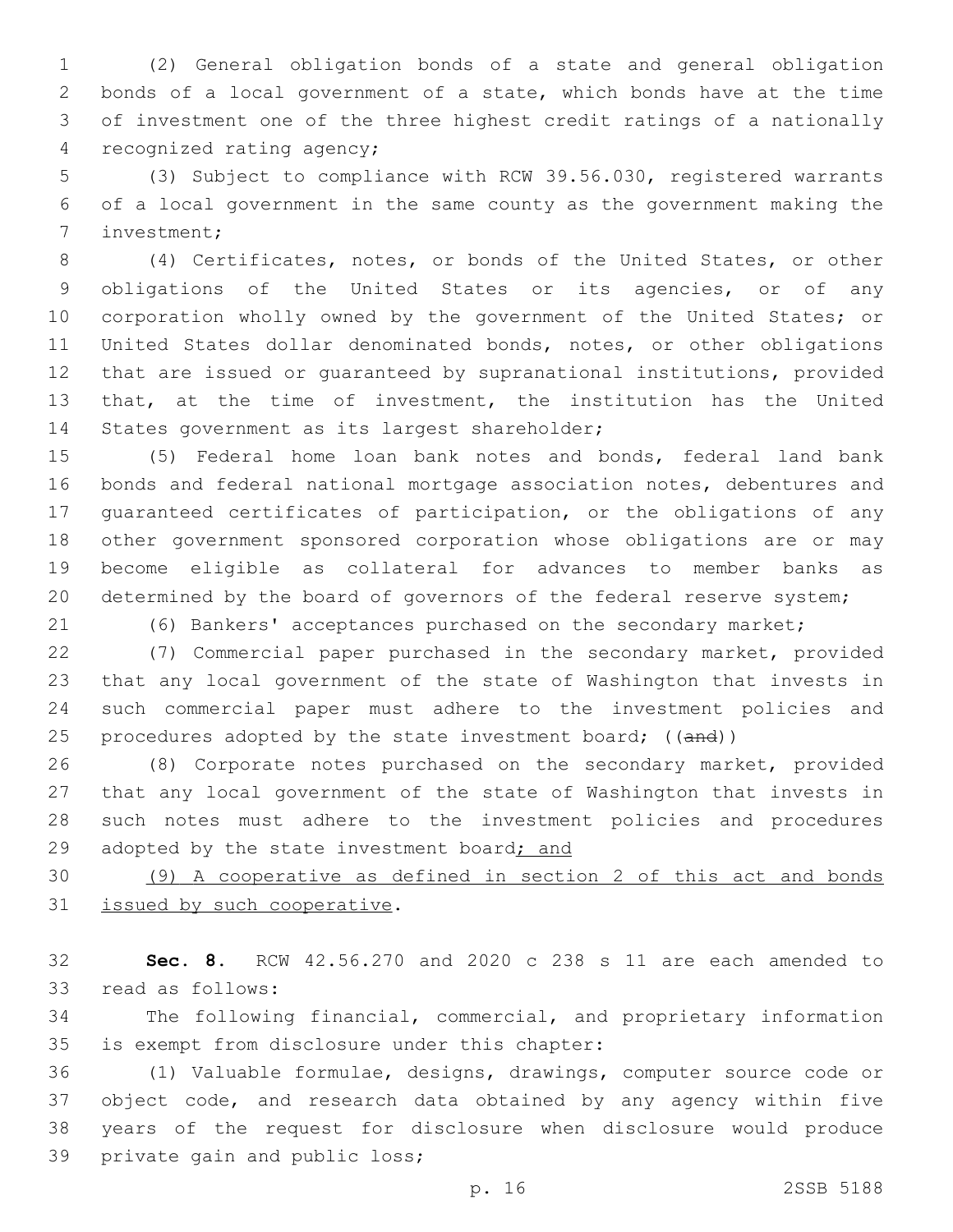(2) General obligation bonds of a state and general obligation bonds of a local government of a state, which bonds have at the time of investment one of the three highest credit ratings of a nationally recognized rating agency;

(3) Subject to compliance with RCW 39.56.030, registered warrants of a local government in the same county as the government making the investment;

(4) Certificates, notes, or bonds of the United States, or other obligations of the United States or its agencies, or of any corporation wholly owned by the government of the United States; or United States dollar denominated bonds, notes, or other obligations that are issued or guaranteed by supranational institutions, provided that, at the time of investment, the institution has the United States government as its largest shareholder;

(5) Federal home loan bank notes and bonds, federal land bank bonds and federal national mortgage association notes, debentures and guaranteed certificates of participation, or the obligations of any other government sponsored corporation whose obligations are or may become eligible as collateral for advances to member banks as determined by the board of governors of the federal reserve system;

(6) Bankers' acceptances purchased on the secondary market;

(7) Commercial paper purchased in the secondary market, provided that any local government of the state of Washington that invests in such commercial paper must adhere to the investment policies and procedures adopted by the state investment board; ((~~and~~))

(8) Corporate notes purchased on the secondary market, provided that any local government of the state of Washington that invests in such notes must adhere to the investment policies and procedures adopted by the state investment board<u>; and</u>

<u>(9) A cooperative as defined in section 2 of this act and bonds issued by such cooperative</u>.

**Sec. 8.** RCW 42.56.270 and 2020 c 238 s 11 are each amended to read as follows:

The following financial, commercial, and proprietary information is exempt from disclosure under this chapter:

(1) Valuable formulae, designs, drawings, computer source code or object code, and research data obtained by any agency within five years of the request for disclosure when disclosure would produce private gain and public loss;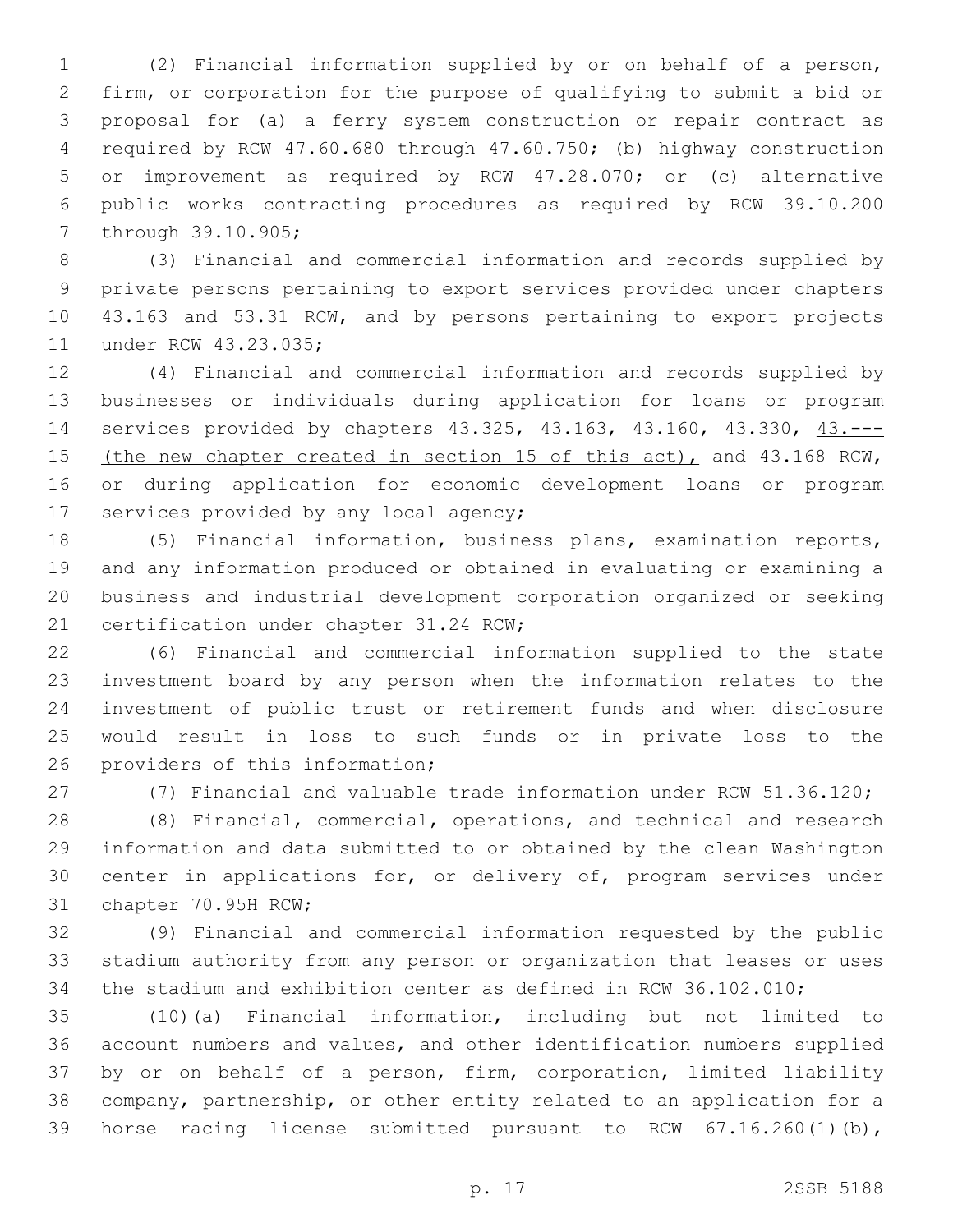(2) Financial information supplied by or on behalf of a person, firm, or corporation for the purpose of qualifying to submit a bid or proposal for (a) a ferry system construction or repair contract as required by RCW 47.60.680 through 47.60.750; (b) highway construction or improvement as required by RCW 47.28.070; or (c) alternative public works contracting procedures as required by RCW 39.10.200 through 39.10.905;

(3) Financial and commercial information and records supplied by private persons pertaining to export services provided under chapters 43.163 and 53.31 RCW, and by persons pertaining to export projects under RCW 43.23.035;

(4) Financial and commercial information and records supplied by businesses or individuals during application for loans or program services provided by chapters 43.325, 43.163, 43.160, 43.330, <u>43.--- (the new chapter created in section 15 of this act),</u> and 43.168 RCW, or during application for economic development loans or program services provided by any local agency;

(5) Financial information, business plans, examination reports, and any information produced or obtained in evaluating or examining a business and industrial development corporation organized or seeking certification under chapter 31.24 RCW;

(6) Financial and commercial information supplied to the state investment board by any person when the information relates to the investment of public trust or retirement funds and when disclosure would result in loss to such funds or in private loss to the providers of this information;

(7) Financial and valuable trade information under RCW 51.36.120;

(8) Financial, commercial, operations, and technical and research information and data submitted to or obtained by the clean Washington center in applications for, or delivery of, program services under chapter 70.95H RCW;

(9) Financial and commercial information requested by the public stadium authority from any person or organization that leases or uses the stadium and exhibition center as defined in RCW 36.102.010;

(10)(a) Financial information, including but not limited to account numbers and values, and other identification numbers supplied by or on behalf of a person, firm, corporation, limited liability company, partnership, or other entity related to an application for a horse racing license submitted pursuant to RCW 67.16.260(1)(b),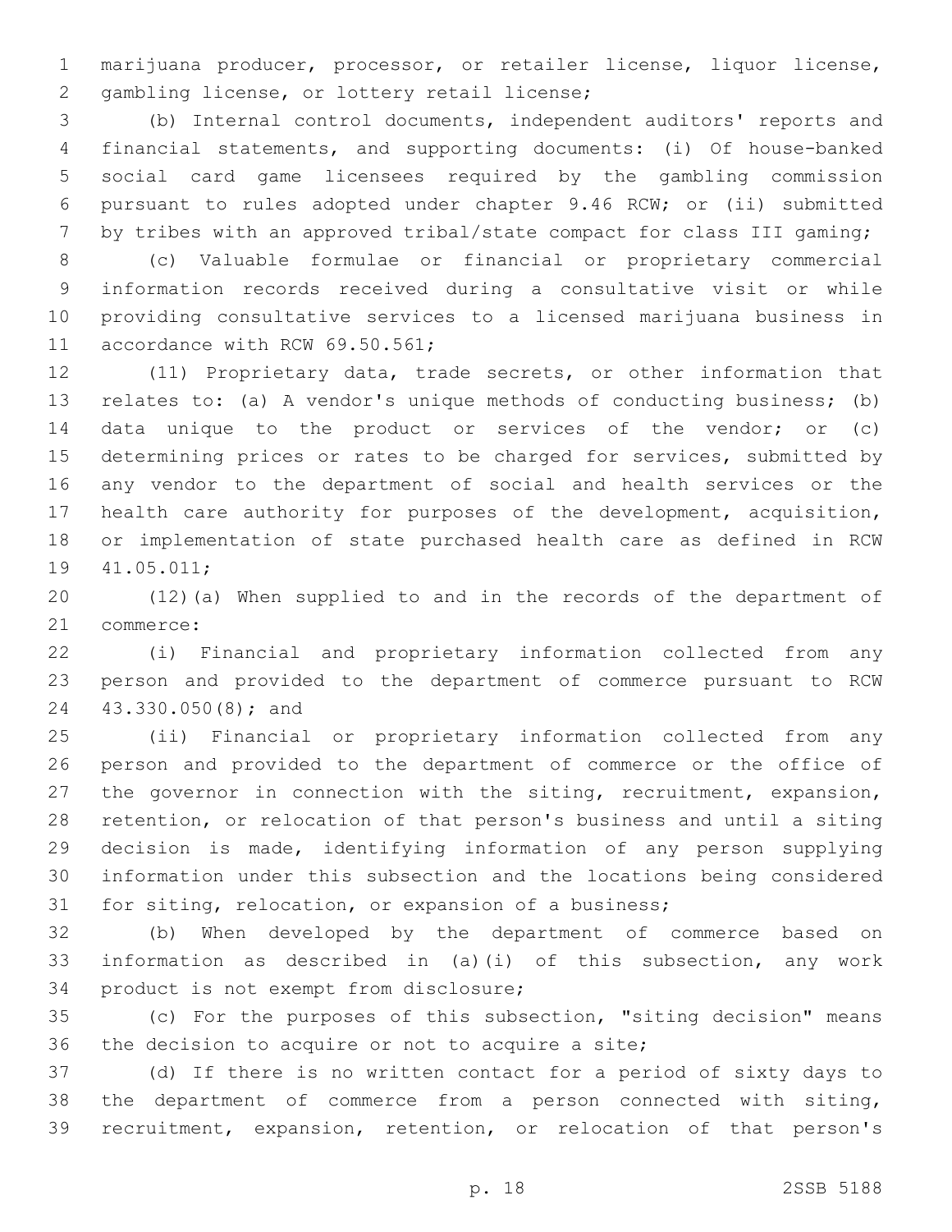marijuana producer, processor, or retailer license, liquor license, gambling license, or lottery retail license;

(b) Internal control documents, independent auditors' reports and financial statements, and supporting documents: (i) Of house-banked social card game licensees required by the gambling commission pursuant to rules adopted under chapter 9.46 RCW; or (ii) submitted by tribes with an approved tribal/state compact for class III gaming;

(c) Valuable formulae or financial or proprietary commercial information records received during a consultative visit or while providing consultative services to a licensed marijuana business in accordance with RCW 69.50.561;

(11) Proprietary data, trade secrets, or other information that relates to: (a) A vendor's unique methods of conducting business; (b) data unique to the product or services of the vendor; or (c) determining prices or rates to be charged for services, submitted by any vendor to the department of social and health services or the health care authority for purposes of the development, acquisition, or implementation of state purchased health care as defined in RCW 41.05.011;

(12)(a) When supplied to and in the records of the department of commerce:

(i) Financial and proprietary information collected from any person and provided to the department of commerce pursuant to RCW 43.330.050(8); and

(ii) Financial or proprietary information collected from any person and provided to the department of commerce or the office of the governor in connection with the siting, recruitment, expansion, retention, or relocation of that person's business and until a siting decision is made, identifying information of any person supplying information under this subsection and the locations being considered for siting, relocation, or expansion of a business;

(b) When developed by the department of commerce based on information as described in (a)(i) of this subsection, any work product is not exempt from disclosure;

(c) For the purposes of this subsection, "siting decision" means the decision to acquire or not to acquire a site;

(d) If there is no written contact for a period of sixty days to the department of commerce from a person connected with siting, recruitment, expansion, retention, or relocation of that person's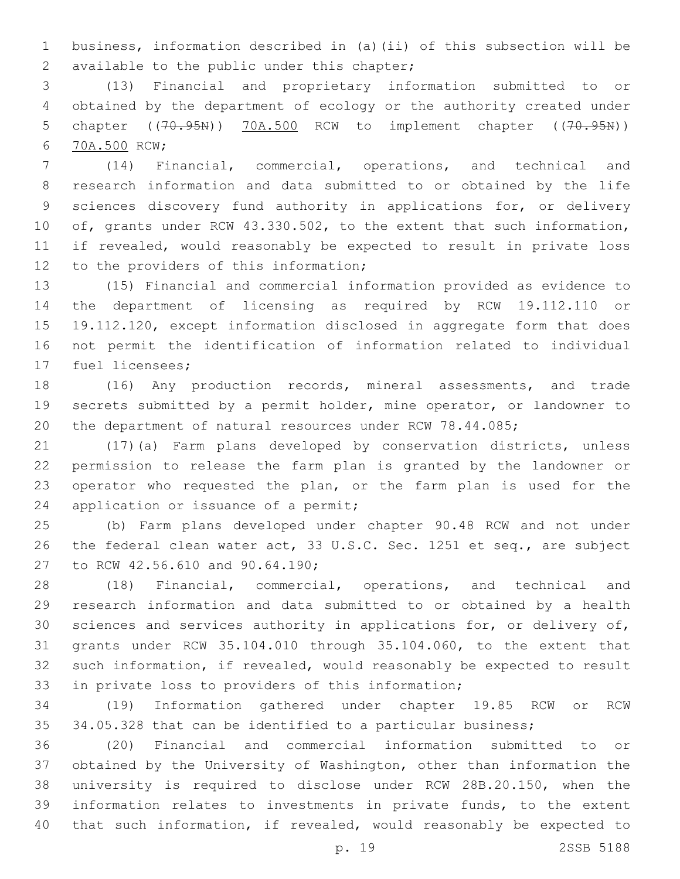business, information described in (a)(ii) of this subsection will be available to the public under this chapter;

(13) Financial and proprietary information submitted to or obtained by the department of ecology or the authority created under chapter ((~~70.95N~~)) 70A.500 RCW to implement chapter ((~~70.95N~~)) 70A.500 RCW;

(14) Financial, commercial, operations, and technical and research information and data submitted to or obtained by the life sciences discovery fund authority in applications for, or delivery of, grants under RCW 43.330.502, to the extent that such information, if revealed, would reasonably be expected to result in private loss to the providers of this information;

(15) Financial and commercial information provided as evidence to the department of licensing as required by RCW 19.112.110 or 19.112.120, except information disclosed in aggregate form that does not permit the identification of information related to individual fuel licensees;

(16) Any production records, mineral assessments, and trade secrets submitted by a permit holder, mine operator, or landowner to the department of natural resources under RCW 78.44.085;

(17)(a) Farm plans developed by conservation districts, unless permission to release the farm plan is granted by the landowner or operator who requested the plan, or the farm plan is used for the application or issuance of a permit;

(b) Farm plans developed under chapter 90.48 RCW and not under the federal clean water act, 33 U.S.C. Sec. 1251 et seq., are subject to RCW 42.56.610 and 90.64.190;

(18) Financial, commercial, operations, and technical and research information and data submitted to or obtained by a health sciences and services authority in applications for, or delivery of, grants under RCW 35.104.010 through 35.104.060, to the extent that such information, if revealed, would reasonably be expected to result in private loss to providers of this information;

(19) Information gathered under chapter 19.85 RCW or RCW 34.05.328 that can be identified to a particular business;

(20) Financial and commercial information submitted to or obtained by the University of Washington, other than information the university is required to disclose under RCW 28B.20.150, when the information relates to investments in private funds, to the extent that such information, if revealed, would reasonably be expected to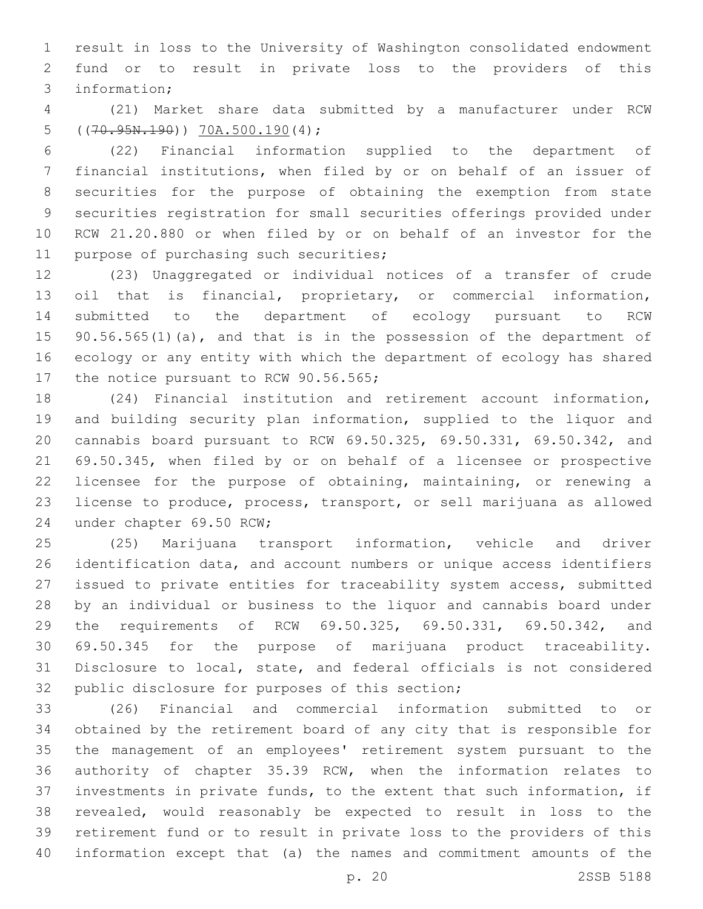result in loss to the University of Washington consolidated endowment fund or to result in private loss to the providers of this information;

(21) Market share data submitted by a manufacturer under RCW ((~~70.95N.190~~)) <u>70A.500.190</u>(4);

(22) Financial information supplied to the department of financial institutions, when filed by or on behalf of an issuer of securities for the purpose of obtaining the exemption from state securities registration for small securities offerings provided under RCW 21.20.880 or when filed by or on behalf of an investor for the purpose of purchasing such securities;

(23) Unaggregated or individual notices of a transfer of crude oil that is financial, proprietary, or commercial information, submitted to the department of ecology pursuant to RCW 90.56.565(1)(a), and that is in the possession of the department of ecology or any entity with which the department of ecology has shared the notice pursuant to RCW 90.56.565;

(24) Financial institution and retirement account information, and building security plan information, supplied to the liquor and cannabis board pursuant to RCW 69.50.325, 69.50.331, 69.50.342, and 69.50.345, when filed by or on behalf of a licensee or prospective licensee for the purpose of obtaining, maintaining, or renewing a license to produce, process, transport, or sell marijuana as allowed under chapter 69.50 RCW;

(25) Marijuana transport information, vehicle and driver identification data, and account numbers or unique access identifiers issued to private entities for traceability system access, submitted by an individual or business to the liquor and cannabis board under the requirements of RCW 69.50.325, 69.50.331, 69.50.342, and 69.50.345 for the purpose of marijuana product traceability. Disclosure to local, state, and federal officials is not considered public disclosure for purposes of this section;

(26) Financial and commercial information submitted to or obtained by the retirement board of any city that is responsible for the management of an employees' retirement system pursuant to the authority of chapter 35.39 RCW, when the information relates to investments in private funds, to the extent that such information, if revealed, would reasonably be expected to result in loss to the retirement fund or to result in private loss to the providers of this information except that (a) the names and commitment amounts of the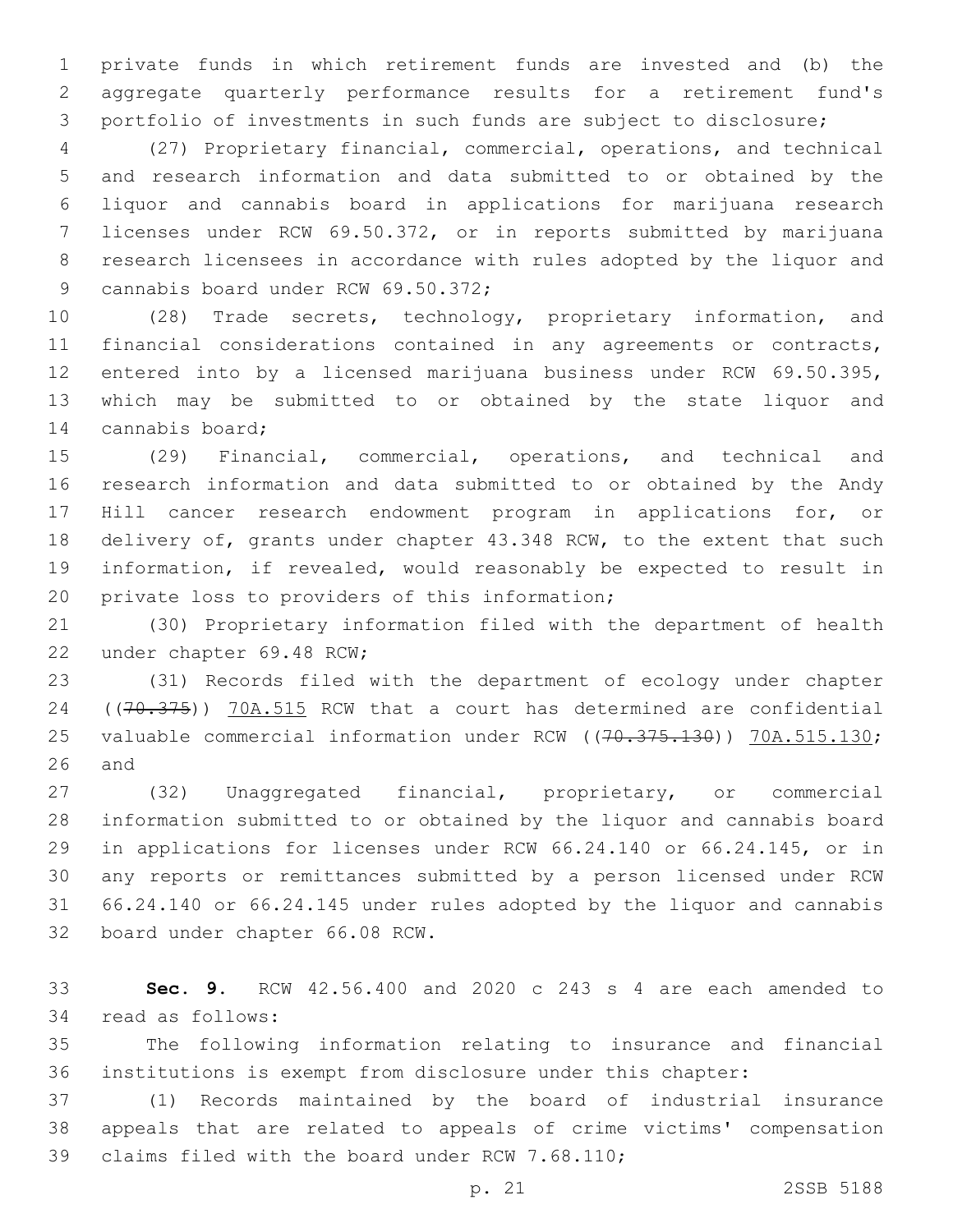private funds in which retirement funds are invested and (b) the aggregate quarterly performance results for a retirement fund's portfolio of investments in such funds are subject to disclosure;

(27) Proprietary financial, commercial, operations, and technical and research information and data submitted to or obtained by the liquor and cannabis board in applications for marijuana research licenses under RCW 69.50.372, or in reports submitted by marijuana research licensees in accordance with rules adopted by the liquor and cannabis board under RCW 69.50.372;

(28) Trade secrets, technology, proprietary information, and financial considerations contained in any agreements or contracts, entered into by a licensed marijuana business under RCW 69.50.395, which may be submitted to or obtained by the state liquor and cannabis board;

(29) Financial, commercial, operations, and technical and research information and data submitted to or obtained by the Andy Hill cancer research endowment program in applications for, or delivery of, grants under chapter 43.348 RCW, to the extent that such information, if revealed, would reasonably be expected to result in private loss to providers of this information;

(30) Proprietary information filed with the department of health under chapter 69.48 RCW;

(31) Records filed with the department of ecology under chapter ((~~70.375~~)) <u>70A.515</u> RCW that a court has determined are confidential valuable commercial information under RCW ((~~70.375.130~~)) <u>70A.515.130</u>; and

(32) Unaggregated financial, proprietary, or commercial information submitted to or obtained by the liquor and cannabis board in applications for licenses under RCW 66.24.140 or 66.24.145, or in any reports or remittances submitted by a person licensed under RCW 66.24.140 or 66.24.145 under rules adopted by the liquor and cannabis board under chapter 66.08 RCW.

**Sec. 9.** RCW 42.56.400 and 2020 c 243 s 4 are each amended to read as follows:

The following information relating to insurance and financial institutions is exempt from disclosure under this chapter:

(1) Records maintained by the board of industrial insurance appeals that are related to appeals of crime victims' compensation claims filed with the board under RCW 7.68.110;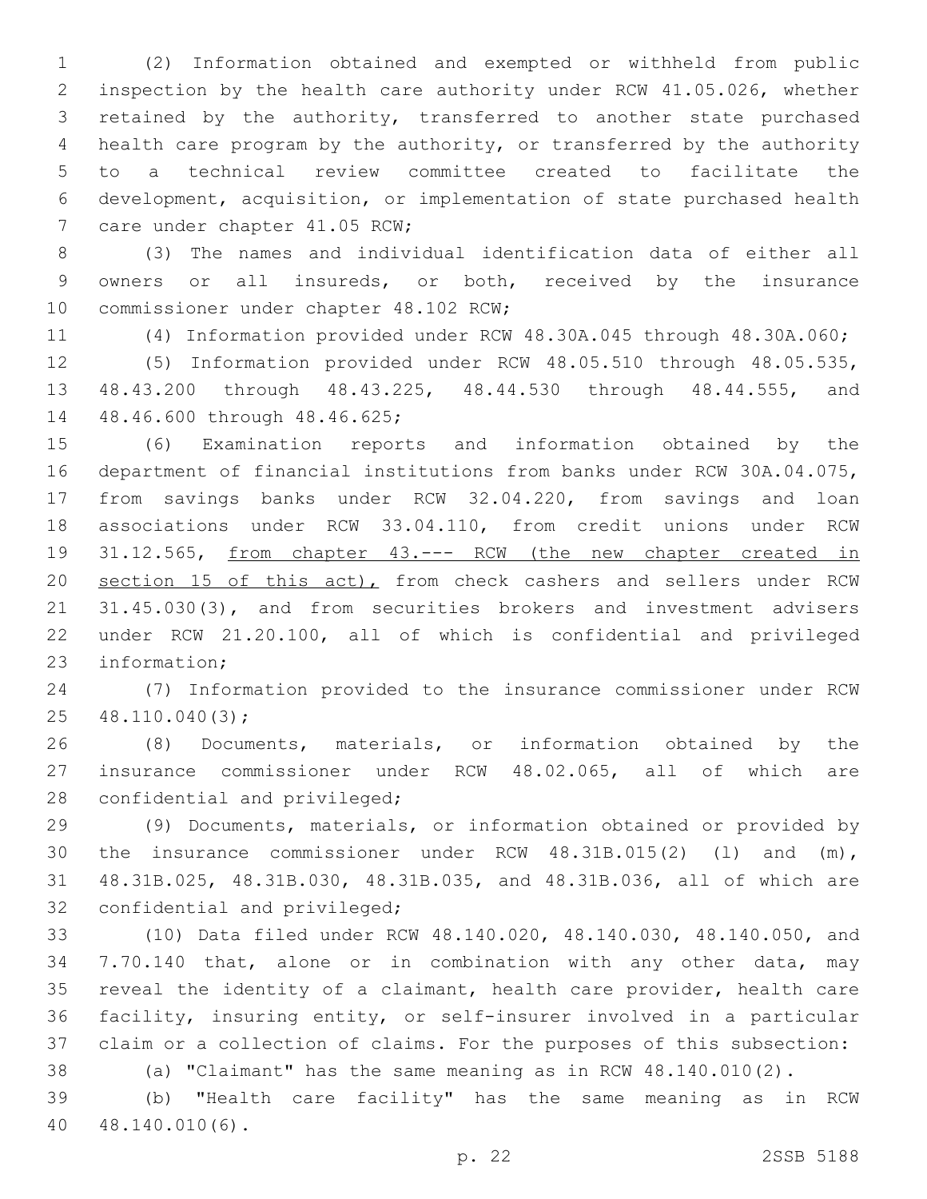(2) Information obtained and exempted or withheld from public inspection by the health care authority under RCW 41.05.026, whether retained by the authority, transferred to another state purchased health care program by the authority, or transferred by the authority to a technical review committee created to facilitate the development, acquisition, or implementation of state purchased health care under chapter 41.05 RCW;

(3) The names and individual identification data of either all owners or all insureds, or both, received by the insurance commissioner under chapter 48.102 RCW;

(4) Information provided under RCW 48.30A.045 through 48.30A.060;

(5) Information provided under RCW 48.05.510 through 48.05.535, 48.43.200 through 48.43.225, 48.44.530 through 48.44.555, and 48.46.600 through 48.46.625;

(6) Examination reports and information obtained by the department of financial institutions from banks under RCW 30A.04.075, from savings banks under RCW 32.04.220, from savings and loan associations under RCW 33.04.110, from credit unions under RCW 31.12.565, <u>from chapter 43.--- RCW (the new chapter created in section 15 of this act),</u> from check cashers and sellers under RCW 31.45.030(3), and from securities brokers and investment advisers under RCW 21.20.100, all of which is confidential and privileged information;

(7) Information provided to the insurance commissioner under RCW 48.110.040(3);

(8) Documents, materials, or information obtained by the insurance commissioner under RCW 48.02.065, all of which are confidential and privileged;

(9) Documents, materials, or information obtained or provided by the insurance commissioner under RCW 48.31B.015(2) (l) and (m), 48.31B.025, 48.31B.030, 48.31B.035, and 48.31B.036, all of which are confidential and privileged;

(10) Data filed under RCW 48.140.020, 48.140.030, 48.140.050, and 7.70.140 that, alone or in combination with any other data, may reveal the identity of a claimant, health care provider, health care facility, insuring entity, or self-insurer involved in a particular claim or a collection of claims. For the purposes of this subsection:

(a) "Claimant" has the same meaning as in RCW 48.140.010(2).

(b) "Health care facility" has the same meaning as in RCW 48.140.010(6).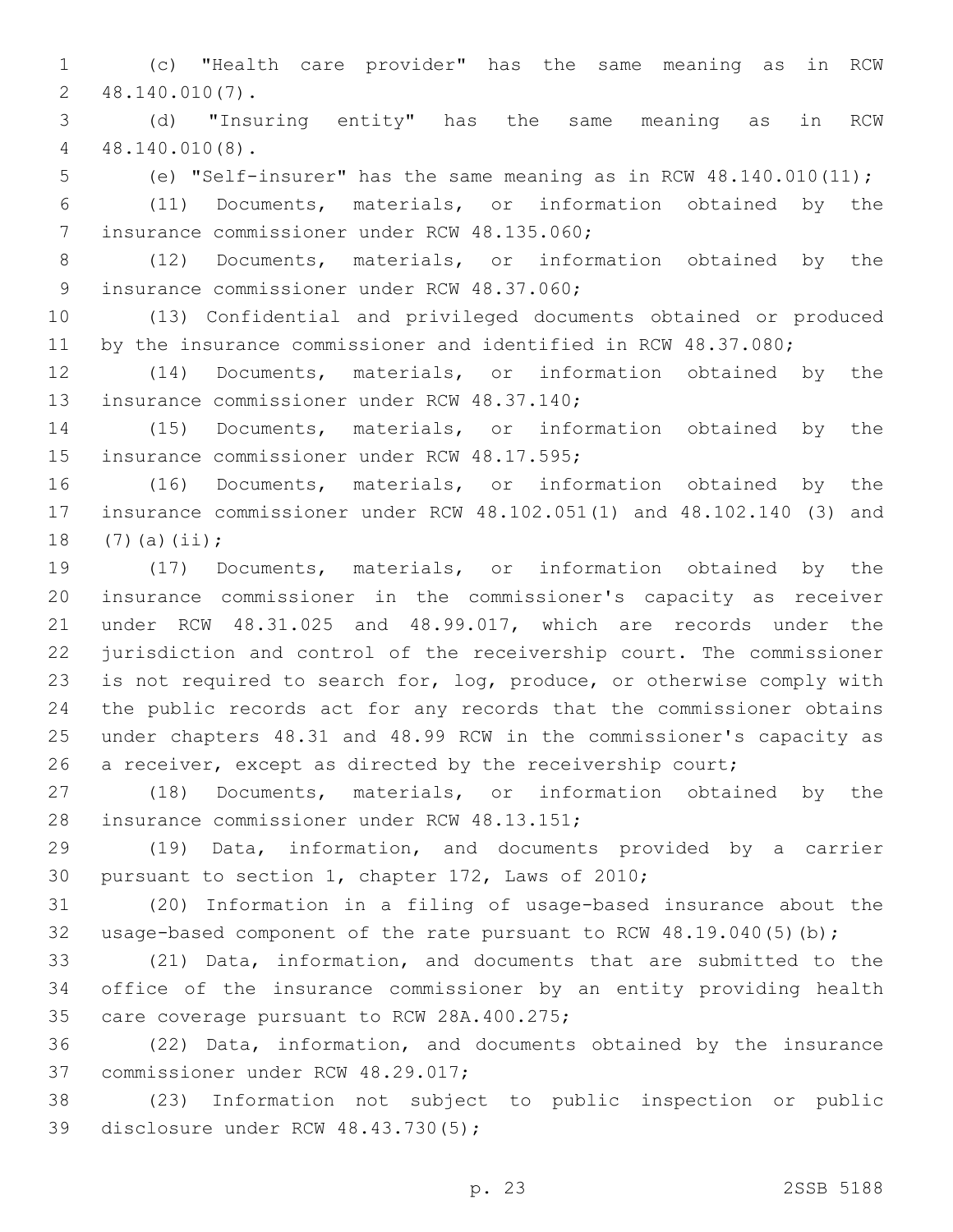(c) "Health care provider" has the same meaning as in RCW 48.140.010(7).

(d) "Insuring entity" has the same meaning as in RCW 48.140.010(8).

(e) "Self-insurer" has the same meaning as in RCW 48.140.010(11);

(11) Documents, materials, or information obtained by the insurance commissioner under RCW 48.135.060;

(12) Documents, materials, or information obtained by the insurance commissioner under RCW 48.37.060;

(13) Confidential and privileged documents obtained or produced by the insurance commissioner and identified in RCW 48.37.080;

(14) Documents, materials, or information obtained by the insurance commissioner under RCW 48.37.140;

(15) Documents, materials, or information obtained by the insurance commissioner under RCW 48.17.595;

(16) Documents, materials, or information obtained by the insurance commissioner under RCW 48.102.051(1) and 48.102.140 (3) and (7)(a)(ii);

(17) Documents, materials, or information obtained by the insurance commissioner in the commissioner's capacity as receiver under RCW 48.31.025 and 48.99.017, which are records under the jurisdiction and control of the receivership court. The commissioner is not required to search for, log, produce, or otherwise comply with the public records act for any records that the commissioner obtains under chapters 48.31 and 48.99 RCW in the commissioner's capacity as a receiver, except as directed by the receivership court;

(18) Documents, materials, or information obtained by the insurance commissioner under RCW 48.13.151;

(19) Data, information, and documents provided by a carrier pursuant to section 1, chapter 172, Laws of 2010;

(20) Information in a filing of usage-based insurance about the usage-based component of the rate pursuant to RCW 48.19.040(5)(b);

(21) Data, information, and documents that are submitted to the office of the insurance commissioner by an entity providing health care coverage pursuant to RCW 28A.400.275;

(22) Data, information, and documents obtained by the insurance commissioner under RCW 48.29.017;

(23) Information not subject to public inspection or public disclosure under RCW 48.43.730(5);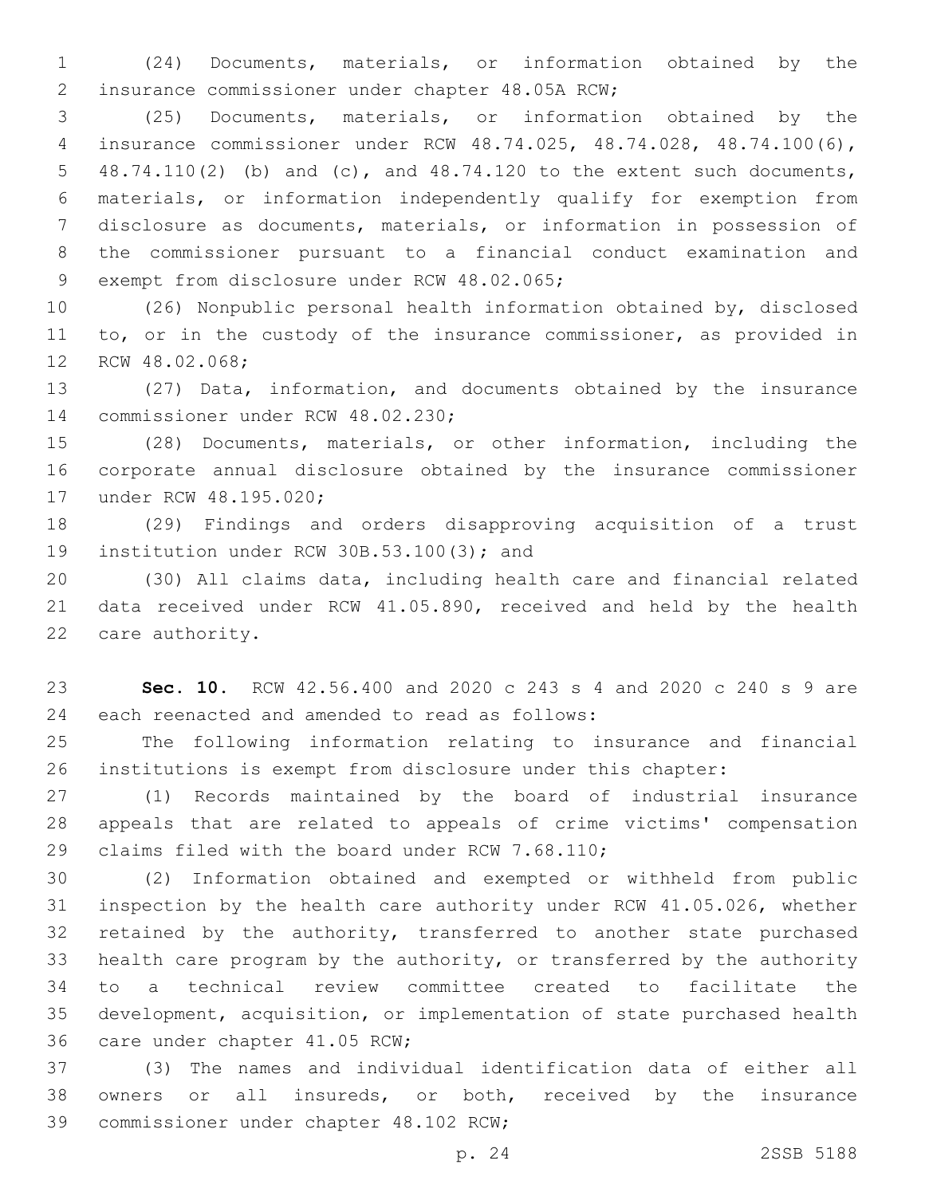(24) Documents, materials, or information obtained by the insurance commissioner under chapter 48.05A RCW;

(25) Documents, materials, or information obtained by the insurance commissioner under RCW 48.74.025, 48.74.028, 48.74.100(6), 48.74.110(2) (b) and (c), and 48.74.120 to the extent such documents, materials, or information independently qualify for exemption from disclosure as documents, materials, or information in possession of the commissioner pursuant to a financial conduct examination and exempt from disclosure under RCW 48.02.065;

(26) Nonpublic personal health information obtained by, disclosed to, or in the custody of the insurance commissioner, as provided in RCW 48.02.068;

(27) Data, information, and documents obtained by the insurance commissioner under RCW 48.02.230;

(28) Documents, materials, or other information, including the corporate annual disclosure obtained by the insurance commissioner under RCW 48.195.020;

(29) Findings and orders disapproving acquisition of a trust institution under RCW 30B.53.100(3); and

(30) All claims data, including health care and financial related data received under RCW 41.05.890, received and held by the health care authority.

**Sec. 10.** RCW 42.56.400 and 2020 c 243 s 4 and 2020 c 240 s 9 are each reenacted and amended to read as follows:

The following information relating to insurance and financial institutions is exempt from disclosure under this chapter:

(1) Records maintained by the board of industrial insurance appeals that are related to appeals of crime victims' compensation claims filed with the board under RCW 7.68.110;

(2) Information obtained and exempted or withheld from public inspection by the health care authority under RCW 41.05.026, whether retained by the authority, transferred to another state purchased health care program by the authority, or transferred by the authority to a technical review committee created to facilitate the development, acquisition, or implementation of state purchased health care under chapter 41.05 RCW;

(3) The names and individual identification data of either all owners or all insureds, or both, received by the insurance commissioner under chapter 48.102 RCW;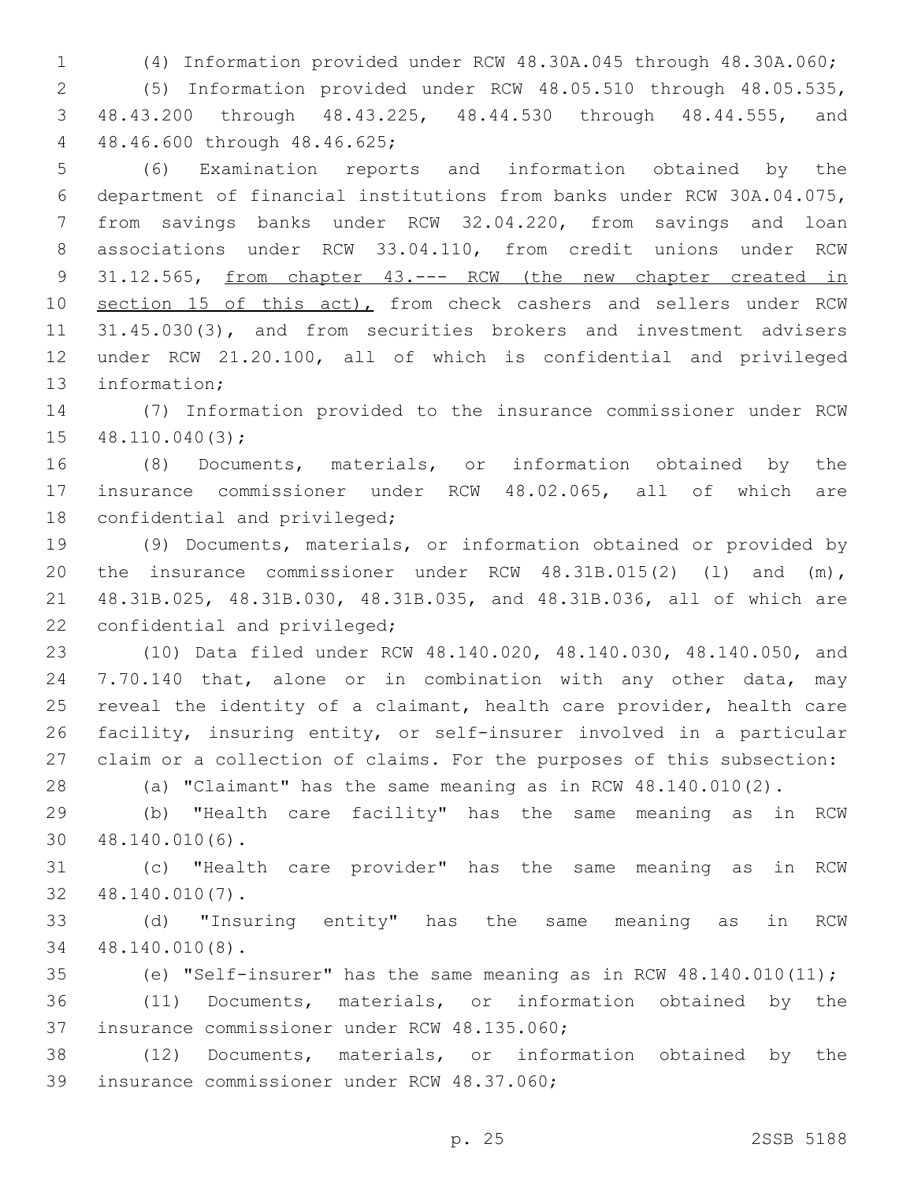(4) Information provided under RCW 48.30A.045 through 48.30A.060;

(5) Information provided under RCW 48.05.510 through 48.05.535, 48.43.200 through 48.43.225, 48.44.530 through 48.44.555, and 48.46.600 through 48.46.625;

(6) Examination reports and information obtained by the department of financial institutions from banks under RCW 30A.04.075, from savings banks under RCW 32.04.220, from savings and loan associations under RCW 33.04.110, from credit unions under RCW 31.12.565, <u>from chapter 43.--- RCW (the new chapter created in section 15 of this act),</u> from check cashers and sellers under RCW 31.45.030(3), and from securities brokers and investment advisers under RCW 21.20.100, all of which is confidential and privileged information;

(7) Information provided to the insurance commissioner under RCW 48.110.040(3);

(8) Documents, materials, or information obtained by the insurance commissioner under RCW 48.02.065, all of which are confidential and privileged;

(9) Documents, materials, or information obtained or provided by the insurance commissioner under RCW 48.31B.015(2) (l) and (m), 48.31B.025, 48.31B.030, 48.31B.035, and 48.31B.036, all of which are confidential and privileged;

(10) Data filed under RCW 48.140.020, 48.140.030, 48.140.050, and 7.70.140 that, alone or in combination with any other data, may reveal the identity of a claimant, health care provider, health care facility, insuring entity, or self-insurer involved in a particular claim or a collection of claims. For the purposes of this subsection:

(a) "Claimant" has the same meaning as in RCW 48.140.010(2).

(b) "Health care facility" has the same meaning as in RCW 48.140.010(6).

(c) "Health care provider" has the same meaning as in RCW 48.140.010(7).

(d) "Insuring entity" has the same meaning as in RCW 48.140.010(8).

(e) "Self-insurer" has the same meaning as in RCW 48.140.010(11);

(11) Documents, materials, or information obtained by the insurance commissioner under RCW 48.135.060;

(12) Documents, materials, or information obtained by the insurance commissioner under RCW 48.37.060;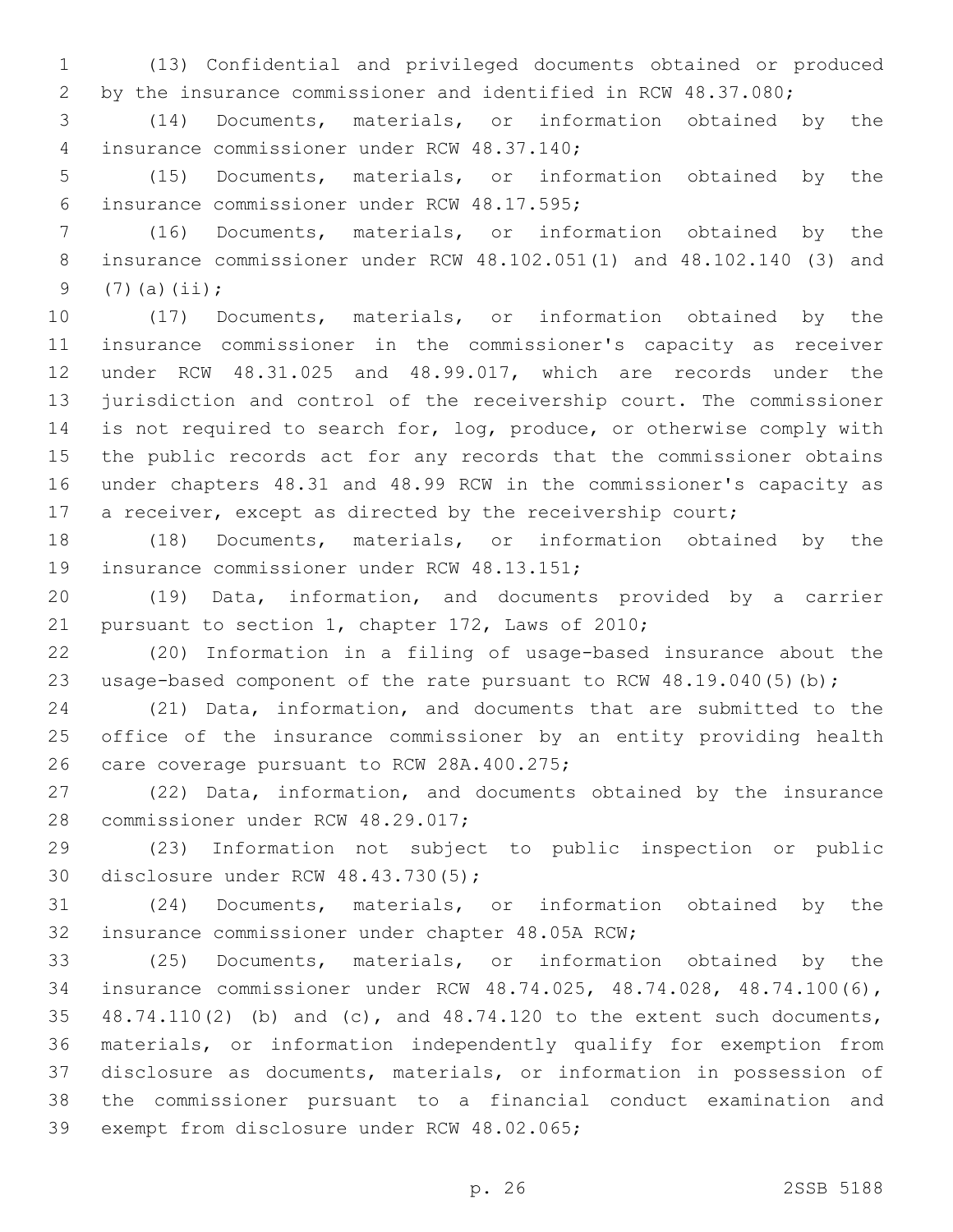(13) Confidential and privileged documents obtained or produced by the insurance commissioner and identified in RCW 48.37.080;

(14) Documents, materials, or information obtained by the insurance commissioner under RCW 48.37.140;

(15) Documents, materials, or information obtained by the insurance commissioner under RCW 48.17.595;

(16) Documents, materials, or information obtained by the insurance commissioner under RCW 48.102.051(1) and 48.102.140 (3) and (7)(a)(ii);

(17) Documents, materials, or information obtained by the insurance commissioner in the commissioner's capacity as receiver under RCW 48.31.025 and 48.99.017, which are records under the jurisdiction and control of the receivership court. The commissioner is not required to search for, log, produce, or otherwise comply with the public records act for any records that the commissioner obtains under chapters 48.31 and 48.99 RCW in the commissioner's capacity as a receiver, except as directed by the receivership court;

(18) Documents, materials, or information obtained by the insurance commissioner under RCW 48.13.151;

(19) Data, information, and documents provided by a carrier pursuant to section 1, chapter 172, Laws of 2010;

(20) Information in a filing of usage-based insurance about the usage-based component of the rate pursuant to RCW 48.19.040(5)(b);

(21) Data, information, and documents that are submitted to the office of the insurance commissioner by an entity providing health care coverage pursuant to RCW 28A.400.275;

(22) Data, information, and documents obtained by the insurance commissioner under RCW 48.29.017;

(23) Information not subject to public inspection or public disclosure under RCW 48.43.730(5);

(24) Documents, materials, or information obtained by the insurance commissioner under chapter 48.05A RCW;

(25) Documents, materials, or information obtained by the insurance commissioner under RCW 48.74.025, 48.74.028, 48.74.100(6), 48.74.110(2) (b) and (c), and 48.74.120 to the extent such documents, materials, or information independently qualify for exemption from disclosure as documents, materials, or information in possession of the commissioner pursuant to a financial conduct examination and exempt from disclosure under RCW 48.02.065;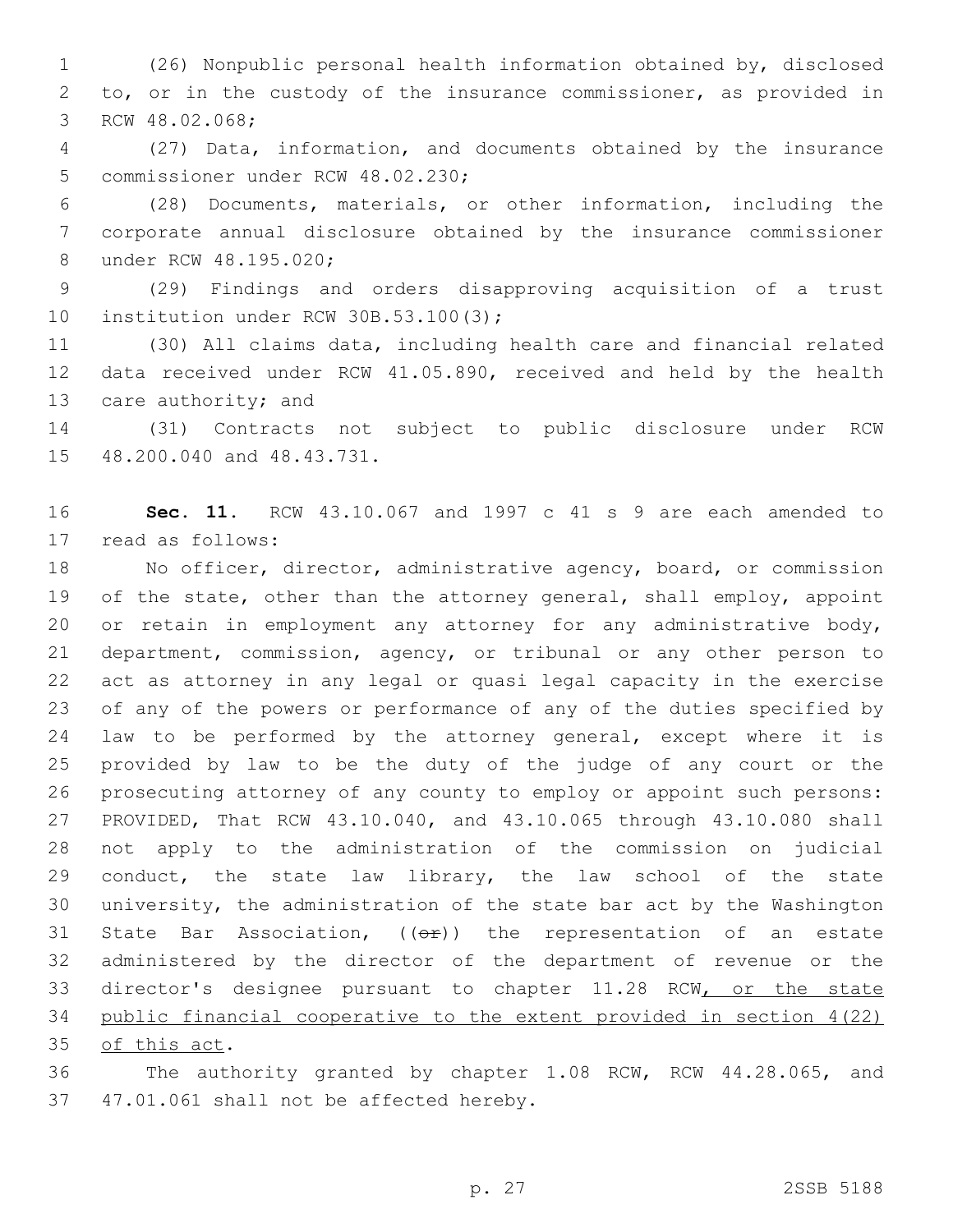(26) Nonpublic personal health information obtained by, disclosed to, or in the custody of the insurance commissioner, as provided in RCW 48.02.068;

(27) Data, information, and documents obtained by the insurance commissioner under RCW 48.02.230;

(28) Documents, materials, or other information, including the corporate annual disclosure obtained by the insurance commissioner under RCW 48.195.020;

(29) Findings and orders disapproving acquisition of a trust institution under RCW 30B.53.100(3);

(30) All claims data, including health care and financial related data received under RCW 41.05.890, received and held by the health care authority; and

(31) Contracts not subject to public disclosure under RCW 48.200.040 and 48.43.731.

**Sec. 11.** RCW 43.10.067 and 1997 c 41 s 9 are each amended to read as follows:

No officer, director, administrative agency, board, or commission of the state, other than the attorney general, shall employ, appoint or retain in employment any attorney for any administrative body, department, commission, agency, or tribunal or any other person to act as attorney in any legal or quasi legal capacity in the exercise of any of the powers or performance of any of the duties specified by law to be performed by the attorney general, except where it is provided by law to be the duty of the judge of any court or the prosecuting attorney of any county to employ or appoint such persons: PROVIDED, That RCW 43.10.040, and 43.10.065 through 43.10.080 shall not apply to the administration of the commission on judicial conduct, the state law library, the law school of the state university, the administration of the state bar act by the Washington State Bar Association, ((~~or~~)) the representation of an estate administered by the director of the department of revenue or the director's designee pursuant to chapter 11.28 RCW<u>, or the state public financial cooperative to the extent provided in section 4(22) of this act</u>.

The authority granted by chapter 1.08 RCW, RCW 44.28.065, and 47.01.061 shall not be affected hereby.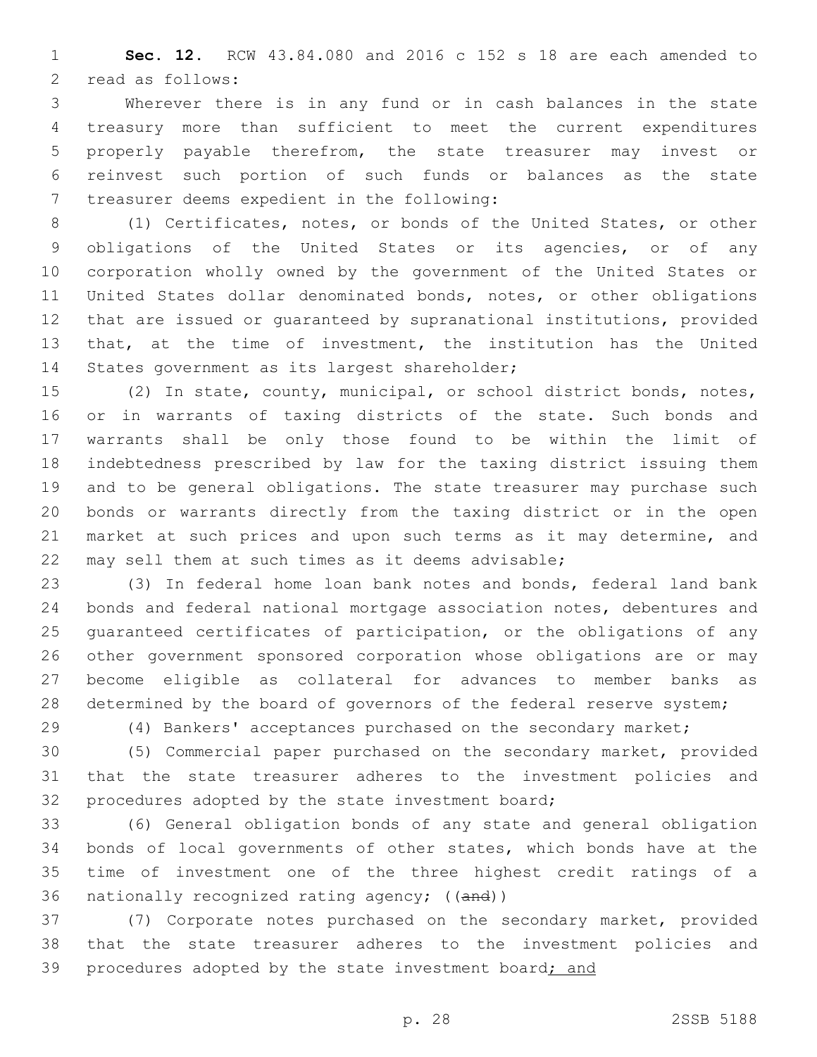**Sec. 12.** RCW 43.84.080 and 2016 c 152 s 18 are each amended to read as follows:

Wherever there is in any fund or in cash balances in the state treasury more than sufficient to meet the current expenditures properly payable therefrom, the state treasurer may invest or reinvest such portion of such funds or balances as the state treasurer deems expedient in the following:

(1) Certificates, notes, or bonds of the United States, or other obligations of the United States or its agencies, or of any corporation wholly owned by the government of the United States or United States dollar denominated bonds, notes, or other obligations that are issued or guaranteed by supranational institutions, provided that, at the time of investment, the institution has the United States government as its largest shareholder;

(2) In state, county, municipal, or school district bonds, notes, or in warrants of taxing districts of the state. Such bonds and warrants shall be only those found to be within the limit of indebtedness prescribed by law for the taxing district issuing them and to be general obligations. The state treasurer may purchase such bonds or warrants directly from the taxing district or in the open market at such prices and upon such terms as it may determine, and may sell them at such times as it deems advisable;

(3) In federal home loan bank notes and bonds, federal land bank bonds and federal national mortgage association notes, debentures and guaranteed certificates of participation, or the obligations of any other government sponsored corporation whose obligations are or may become eligible as collateral for advances to member banks as determined by the board of governors of the federal reserve system;

(4) Bankers' acceptances purchased on the secondary market;

(5) Commercial paper purchased on the secondary market, provided that the state treasurer adheres to the investment policies and procedures adopted by the state investment board;

(6) General obligation bonds of any state and general obligation bonds of local governments of other states, which bonds have at the time of investment one of the three highest credit ratings of a nationally recognized rating agency; ((~~and~~))

(7) Corporate notes purchased on the secondary market, provided that the state treasurer adheres to the investment policies and procedures adopted by the state investment board<u>; and</u>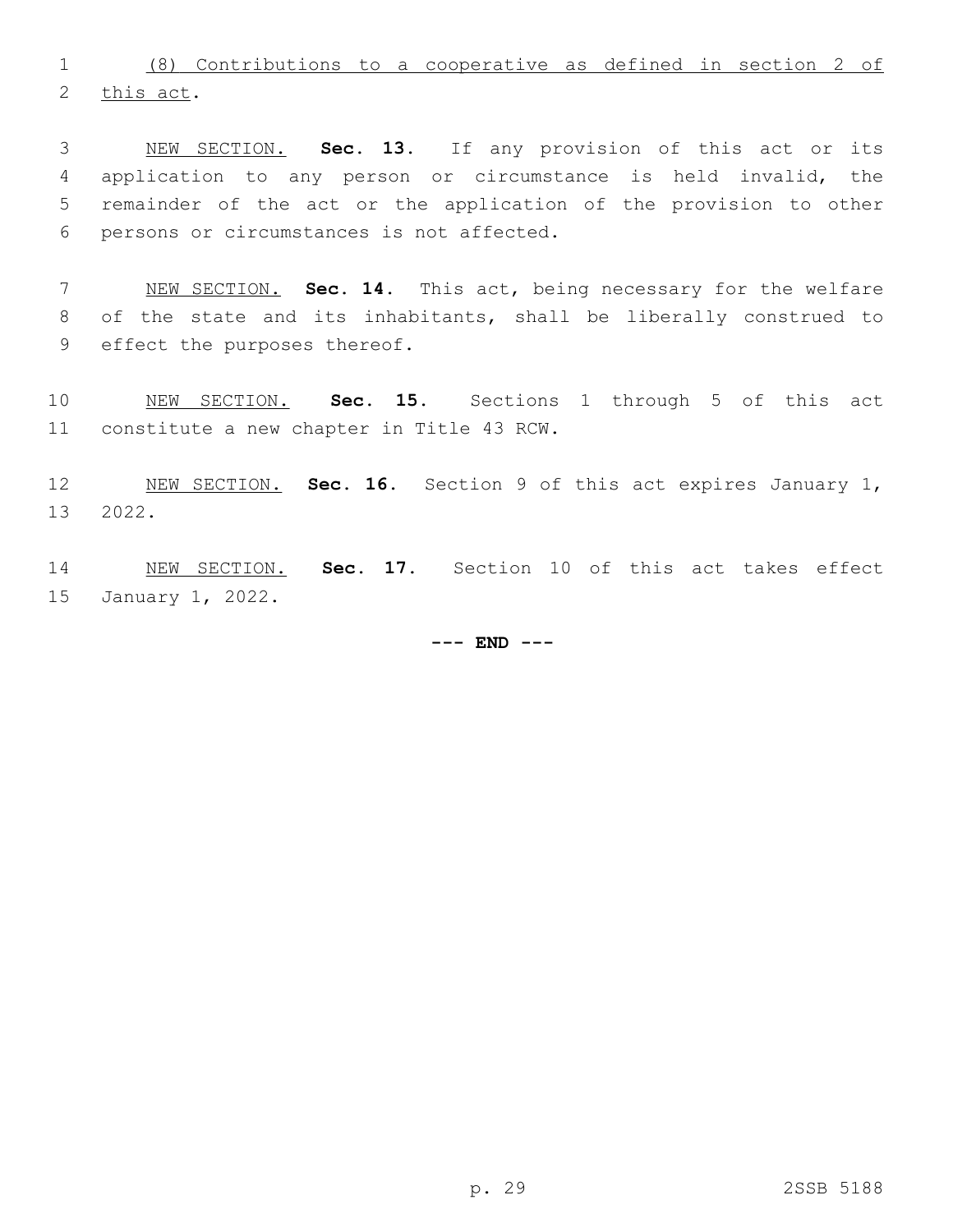(8) Contributions to a cooperative as defined in section 2 of this act.

NEW SECTION. **Sec. 13.** If any provision of this act or its application to any person or circumstance is held invalid, the remainder of the act or the application of the provision to other persons or circumstances is not affected.

NEW SECTION. **Sec. 14.** This act, being necessary for the welfare of the state and its inhabitants, shall be liberally construed to effect the purposes thereof.

NEW SECTION. **Sec. 15.** Sections 1 through 5 of this act constitute a new chapter in Title 43 RCW.

NEW SECTION. **Sec. 16.** Section 9 of this act expires January 1, 2022.

NEW SECTION. **Sec. 17.** Section 10 of this act takes effect January 1, 2022.

**--- END ---**